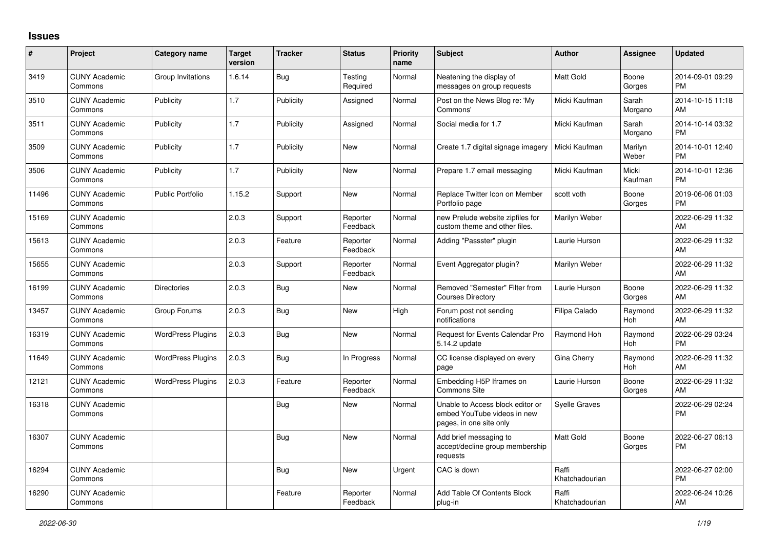## Issues

| # | Project | Category name | Target version | Tracker | Status | Priority name | Subject | Author | Assignee | Updated |
|---|---|---|---|---|---|---|---|---|---|---|
| 3419 | CUNY Academic Commons | Group Invitations | 1.6.14 | Bug | Testing Required | Normal | Neatening the display of messages on group requests | Matt Gold | Boone Gorges | 2014-09-01 09:29 PM |
| 3510 | CUNY Academic Commons | Publicity | 1.7 | Publicity | Assigned | Normal | Post on the News Blog re: 'My Commons' | Micki Kaufman | Sarah Morgano | 2014-10-15 11:18 AM |
| 3511 | CUNY Academic Commons | Publicity | 1.7 | Publicity | Assigned | Normal | Social media for 1.7 | Micki Kaufman | Sarah Morgano | 2014-10-14 03:32 PM |
| 3509 | CUNY Academic Commons | Publicity | 1.7 | Publicity | New | Normal | Create 1.7 digital signage imagery | Micki Kaufman | Marilyn Weber | 2014-10-01 12:40 PM |
| 3506 | CUNY Academic Commons | Publicity | 1.7 | Publicity | New | Normal | Prepare 1.7 email messaging | Micki Kaufman | Micki Kaufman | 2014-10-01 12:36 PM |
| 11496 | CUNY Academic Commons | Public Portfolio | 1.15.2 | Support | New | Normal | Replace Twitter Icon on Member Portfolio page | scott voth | Boone Gorges | 2019-06-06 01:03 PM |
| 15169 | CUNY Academic Commons | | 2.0.3 | Support | Reporter Feedback | Normal | new Prelude website zipfiles for custom theme and other files. | Marilyn Weber | | 2022-06-29 11:32 AM |
| 15613 | CUNY Academic Commons | | 2.0.3 | Feature | Reporter Feedback | Normal | Adding "Passster" plugin | Laurie Hurson | | 2022-06-29 11:32 AM |
| 15655 | CUNY Academic Commons | | 2.0.3 | Support | Reporter Feedback | Normal | Event Aggregator plugin? | Marilyn Weber | | 2022-06-29 11:32 AM |
| 16199 | CUNY Academic Commons | Directories | 2.0.3 | Bug | New | Normal | Removed "Semester" Filter from Courses Directory | Laurie Hurson | Boone Gorges | 2022-06-29 11:32 AM |
| 13457 | CUNY Academic Commons | Group Forums | 2.0.3 | Bug | New | High | Forum post not sending notifications | Filipa Calado | Raymond Hoh | 2022-06-29 11:32 AM |
| 16319 | CUNY Academic Commons | WordPress Plugins | 2.0.3 | Bug | New | Normal | Request for Events Calendar Pro 5.14.2 update | Raymond Hoh | Raymond Hoh | 2022-06-29 03:24 PM |
| 11649 | CUNY Academic Commons | WordPress Plugins | 2.0.3 | Bug | In Progress | Normal | CC license displayed on every page | Gina Cherry | Raymond Hoh | 2022-06-29 11:32 AM |
| 12121 | CUNY Academic Commons | WordPress Plugins | 2.0.3 | Feature | Reporter Feedback | Normal | Embedding H5P Iframes on Commons Site | Laurie Hurson | Boone Gorges | 2022-06-29 11:32 AM |
| 16318 | CUNY Academic Commons | | | Bug | New | Normal | Unable to Access block editor or embed YouTube videos in new pages, in one site only | Syelle Graves | | 2022-06-29 02:24 PM |
| 16307 | CUNY Academic Commons | | | Bug | New | Normal | Add brief messaging to accept/decline group membership requests | Matt Gold | Boone Gorges | 2022-06-27 06:13 PM |
| 16294 | CUNY Academic Commons | | | Bug | New | Urgent | CAC is down | Raffi Khatchadourian | | 2022-06-27 02:00 PM |
| 16290 | CUNY Academic Commons | | | Feature | Reporter Feedback | Normal | Add Table Of Contents Block plug-in | Raffi Khatchadourian | | 2022-06-24 10:26 AM |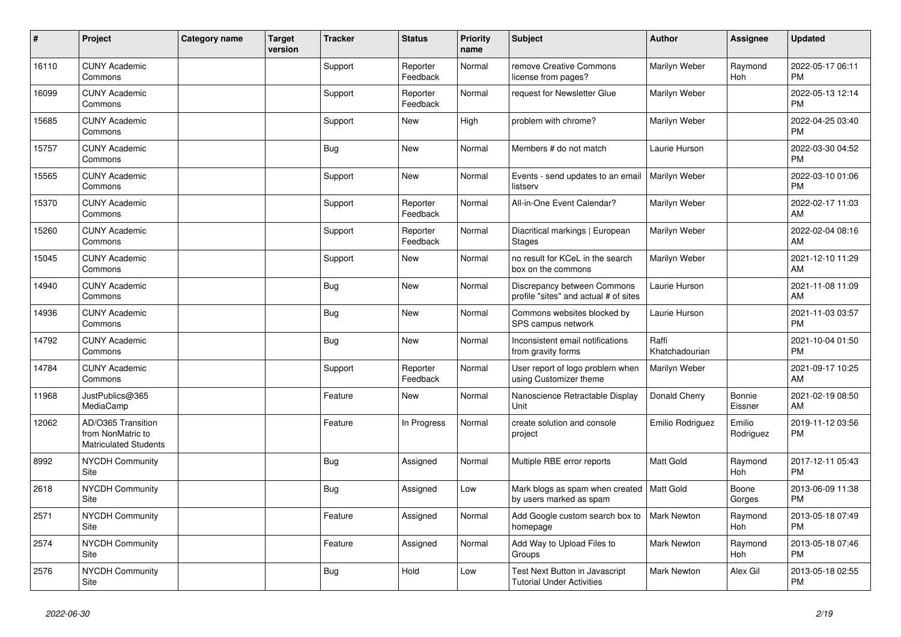| # | Project | Category name | Target version | Tracker | Status | Priority name | Subject | Author | Assignee | Updated |
|---|---|---|---|---|---|---|---|---|---|---|
| 16110 | CUNY Academic Commons | | | Support | Reporter Feedback | Normal | remove Creative Commons license from pages? | Marilyn Weber | Raymond Hoh | 2022-05-17 06:11 PM |
| 16099 | CUNY Academic Commons | | | Support | Reporter Feedback | Normal | request for Newsletter Glue | Marilyn Weber | | 2022-05-13 12:14 PM |
| 15685 | CUNY Academic Commons | | | Support | New | High | problem with chrome? | Marilyn Weber | | 2022-04-25 03:40 PM |
| 15757 | CUNY Academic Commons | | | Bug | New | Normal | Members # do not match | Laurie Hurson | | 2022-03-30 04:52 PM |
| 15565 | CUNY Academic Commons | | | Support | New | Normal | Events - send updates to an email listserv | Marilyn Weber | | 2022-03-10 01:06 PM |
| 15370 | CUNY Academic Commons | | | Support | Reporter Feedback | Normal | All-in-One Event Calendar? | Marilyn Weber | | 2022-02-17 11:03 AM |
| 15260 | CUNY Academic Commons | | | Support | Reporter Feedback | Normal | Diacritical markings \| European Stages | Marilyn Weber | | 2022-02-04 08:16 AM |
| 15045 | CUNY Academic Commons | | | Support | New | Normal | no result for KCeL in the search box on the commons | Marilyn Weber | | 2021-12-10 11:29 AM |
| 14940 | CUNY Academic Commons | | | Bug | New | Normal | Discrepancy between Commons profile "sites" and actual # of sites | Laurie Hurson | | 2021-11-08 11:09 AM |
| 14936 | CUNY Academic Commons | | | Bug | New | Normal | Commons websites blocked by SPS campus network | Laurie Hurson | | 2021-11-03 03:57 PM |
| 14792 | CUNY Academic Commons | | | Bug | New | Normal | Inconsistent email notifications from gravity forms | Raffi Khatchadourian | | 2021-10-04 01:50 PM |
| 14784 | CUNY Academic Commons | | | Support | Reporter Feedback | Normal | User report of logo problem when using Customizer theme | Marilyn Weber | | 2021-09-17 10:25 AM |
| 11968 | JustPublics@365 MediaCamp | | | Feature | New | Normal | Nanoscience Retractable Display Unit | Donald Cherry | Bonnie Eissner | 2021-02-19 08:50 AM |
| 12062 | AD/O365 Transition from NonMatric to Matriculated Students | | | Feature | In Progress | Normal | create solution and console project | Emilio Rodriguez | Emilio Rodriguez | 2019-11-12 03:56 PM |
| 8992 | NYCDH Community Site | | | Bug | Assigned | Normal | Multiple RBE error reports | Matt Gold | Raymond Hoh | 2017-12-11 05:43 PM |
| 2618 | NYCDH Community Site | | | Bug | Assigned | Low | Mark blogs as spam when created by users marked as spam | Matt Gold | Boone Gorges | 2013-06-09 11:38 PM |
| 2571 | NYCDH Community Site | | | Feature | Assigned | Normal | Add Google custom search box to homepage | Mark Newton | Raymond Hoh | 2013-05-18 07:49 PM |
| 2574 | NYCDH Community Site | | | Feature | Assigned | Normal | Add Way to Upload Files to Groups | Mark Newton | Raymond Hoh | 2013-05-18 07:46 PM |
| 2576 | NYCDH Community Site | | | Bug | Hold | Low | Test Next Button in Javascript Tutorial Under Activities | Mark Newton | Alex Gil | 2013-05-18 02:55 PM |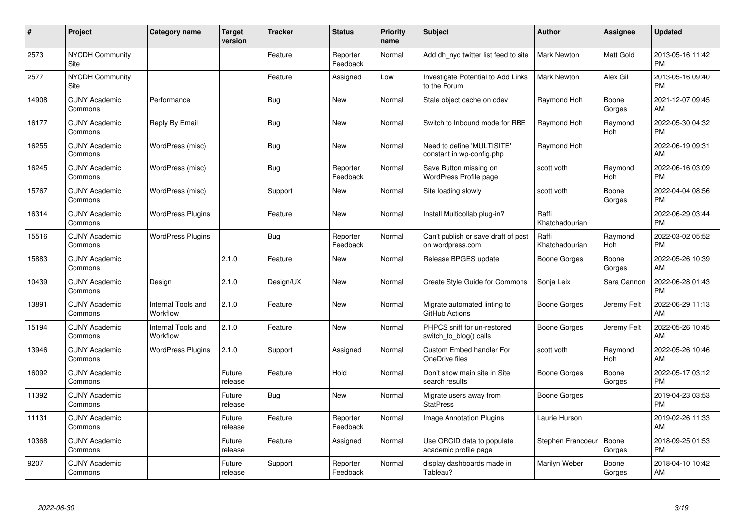| # | Project | Category name | Target version | Tracker | Status | Priority name | Subject | Author | Assignee | Updated |
|---|---|---|---|---|---|---|---|---|---|---|
| 2573 | NYCDH Community Site | | | Feature | Reporter Feedback | Normal | Add dh_nyc twitter list feed to site | Mark Newton | Matt Gold | 2013-05-16 11:42 PM |
| 2577 | NYCDH Community Site | | | Feature | Assigned | Low | Investigate Potential to Add Links to the Forum | Mark Newton | Alex Gil | 2013-05-16 09:40 PM |
| 14908 | CUNY Academic Commons | Performance | | Bug | New | Normal | Stale object cache on cdev | Raymond Hoh | Boone Gorges | 2021-12-07 09:45 AM |
| 16177 | CUNY Academic Commons | Reply By Email | | Bug | New | Normal | Switch to Inbound mode for RBE | Raymond Hoh | Raymond Hoh | 2022-05-30 04:32 PM |
| 16255 | CUNY Academic Commons | WordPress (misc) | | Bug | New | Normal | Need to define 'MULTISITE' constant in wp-config.php | Raymond Hoh | | 2022-06-19 09:31 AM |
| 16245 | CUNY Academic Commons | WordPress (misc) | | Bug | Reporter Feedback | Normal | Save Button missing on WordPress Profile page | scott voth | Raymond Hoh | 2022-06-16 03:09 PM |
| 15767 | CUNY Academic Commons | WordPress (misc) | | Support | New | Normal | Site loading slowly | scott voth | Boone Gorges | 2022-04-04 08:56 PM |
| 16314 | CUNY Academic Commons | WordPress Plugins | | Feature | New | Normal | Install Multicollab plug-in? | Raffi Khatchadourian | | 2022-06-29 03:44 PM |
| 15516 | CUNY Academic Commons | WordPress Plugins | | Bug | Reporter Feedback | Normal | Can't publish or save draft of post on wordpress.com | Raffi Khatchadourian | Raymond Hoh | 2022-03-02 05:52 PM |
| 15883 | CUNY Academic Commons | | 2.1.0 | Feature | New | Normal | Release BPGES update | Boone Gorges | Boone Gorges | 2022-05-26 10:39 AM |
| 10439 | CUNY Academic Commons | Design | 2.1.0 | Design/UX | New | Normal | Create Style Guide for Commons | Sonja Leix | Sara Cannon | 2022-06-28 01:43 PM |
| 13891 | CUNY Academic Commons | Internal Tools and Workflow | 2.1.0 | Feature | New | Normal | Migrate automated linting to GitHub Actions | Boone Gorges | Jeremy Felt | 2022-06-29 11:13 AM |
| 15194 | CUNY Academic Commons | Internal Tools and Workflow | 2.1.0 | Feature | New | Normal | PHPCS sniff for un-restored switch_to_blog() calls | Boone Gorges | Jeremy Felt | 2022-05-26 10:45 AM |
| 13946 | CUNY Academic Commons | WordPress Plugins | 2.1.0 | Support | Assigned | Normal | Custom Embed handler For OneDrive files | scott voth | Raymond Hoh | 2022-05-26 10:46 AM |
| 16092 | CUNY Academic Commons | | Future release | Feature | Hold | Normal | Don't show main site in Site search results | Boone Gorges | Boone Gorges | 2022-05-17 03:12 PM |
| 11392 | CUNY Academic Commons | | Future release | Bug | New | Normal | Migrate users away from StatPress | Boone Gorges | | 2019-04-23 03:53 PM |
| 11131 | CUNY Academic Commons | | Future release | Feature | Reporter Feedback | Normal | Image Annotation Plugins | Laurie Hurson | | 2019-02-26 11:33 AM |
| 10368 | CUNY Academic Commons | | Future release | Feature | Assigned | Normal | Use ORCID data to populate academic profile page | Stephen Francoeur | Boone Gorges | 2018-09-25 01:53 PM |
| 9207 | CUNY Academic Commons | | Future release | Support | Reporter Feedback | Normal | display dashboards made in Tableau? | Marilyn Weber | Boone Gorges | 2018-04-10 10:42 AM |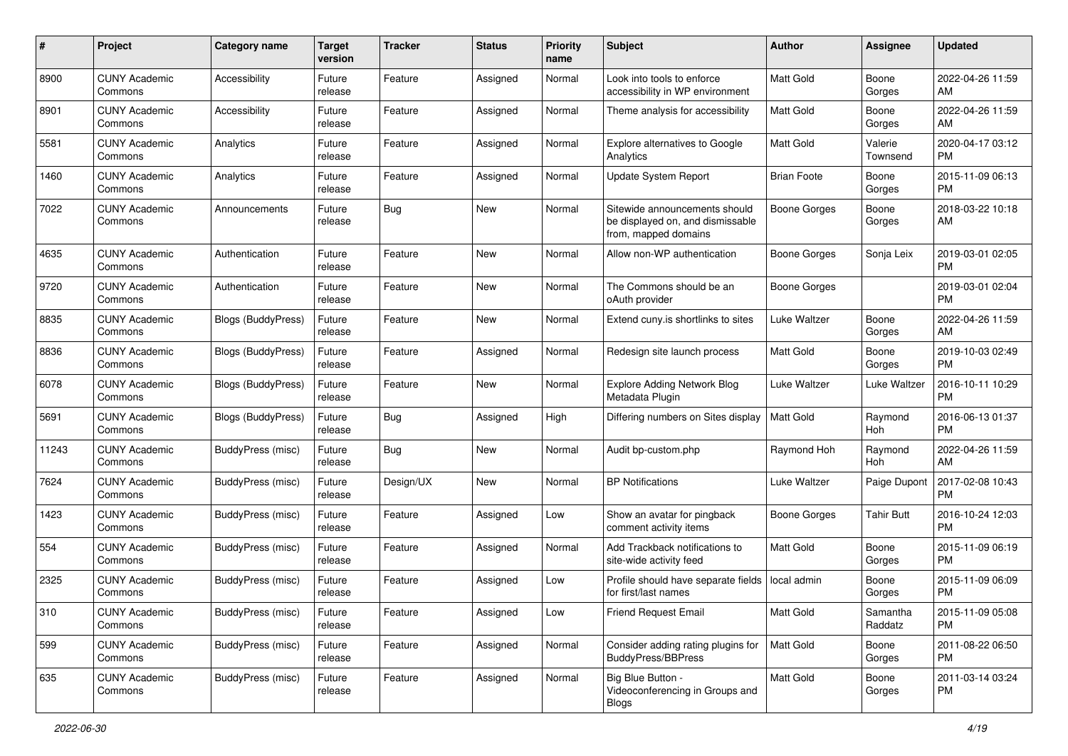| # | Project | Category name | Target version | Tracker | Status | Priority name | Subject | Author | Assignee | Updated |
|---|---|---|---|---|---|---|---|---|---|---|
| 8900 | CUNY Academic Commons | Accessibility | Future release | Feature | Assigned | Normal | Look into tools to enforce accessibility in WP environment | Matt Gold | Boone Gorges | 2022-04-26 11:59 AM |
| 8901 | CUNY Academic Commons | Accessibility | Future release | Feature | Assigned | Normal | Theme analysis for accessibility | Matt Gold | Boone Gorges | 2022-04-26 11:59 AM |
| 5581 | CUNY Academic Commons | Analytics | Future release | Feature | Assigned | Normal | Explore alternatives to Google Analytics | Matt Gold | Valerie Townsend | 2020-04-17 03:12 PM |
| 1460 | CUNY Academic Commons | Analytics | Future release | Feature | Assigned | Normal | Update System Report | Brian Foote | Boone Gorges | 2015-11-09 06:13 PM |
| 7022 | CUNY Academic Commons | Announcements | Future release | Bug | New | Normal | Sitewide announcements should be displayed on, and dismissable from, mapped domains | Boone Gorges | Boone Gorges | 2018-03-22 10:18 AM |
| 4635 | CUNY Academic Commons | Authentication | Future release | Feature | New | Normal | Allow non-WP authentication | Boone Gorges | Sonja Leix | 2019-03-01 02:05 PM |
| 9720 | CUNY Academic Commons | Authentication | Future release | Feature | New | Normal | The Commons should be an oAuth provider | Boone Gorges | | 2019-03-01 02:04 PM |
| 8835 | CUNY Academic Commons | Blogs (BuddyPress) | Future release | Feature | New | Normal | Extend cuny.is shortlinks to sites | Luke Waltzer | Boone Gorges | 2022-04-26 11:59 AM |
| 8836 | CUNY Academic Commons | Blogs (BuddyPress) | Future release | Feature | Assigned | Normal | Redesign site launch process | Matt Gold | Boone Gorges | 2019-10-03 02:49 PM |
| 6078 | CUNY Academic Commons | Blogs (BuddyPress) | Future release | Feature | New | Normal | Explore Adding Network Blog Metadata Plugin | Luke Waltzer | Luke Waltzer | 2016-10-11 10:29 PM |
| 5691 | CUNY Academic Commons | Blogs (BuddyPress) | Future release | Bug | Assigned | High | Differing numbers on Sites display | Matt Gold | Raymond Hoh | 2016-06-13 01:37 PM |
| 11243 | CUNY Academic Commons | BuddyPress (misc) | Future release | Bug | New | Normal | Audit bp-custom.php | Raymond Hoh | Raymond Hoh | 2022-04-26 11:59 AM |
| 7624 | CUNY Academic Commons | BuddyPress (misc) | Future release | Design/UX | New | Normal | BP Notifications | Luke Waltzer | Paige Dupont | 2017-02-08 10:43 PM |
| 1423 | CUNY Academic Commons | BuddyPress (misc) | Future release | Feature | Assigned | Low | Show an avatar for pingback comment activity items | Boone Gorges | Tahir Butt | 2016-10-24 12:03 PM |
| 554 | CUNY Academic Commons | BuddyPress (misc) | Future release | Feature | Assigned | Normal | Add Trackback notifications to site-wide activity feed | Matt Gold | Boone Gorges | 2015-11-09 06:19 PM |
| 2325 | CUNY Academic Commons | BuddyPress (misc) | Future release | Feature | Assigned | Low | Profile should have separate fields for first/last names | local admin | Boone Gorges | 2015-11-09 06:09 PM |
| 310 | CUNY Academic Commons | BuddyPress (misc) | Future release | Feature | Assigned | Low | Friend Request Email | Matt Gold | Samantha Raddatz | 2015-11-09 05:08 PM |
| 599 | CUNY Academic Commons | BuddyPress (misc) | Future release | Feature | Assigned | Normal | Consider adding rating plugins for BuddyPress/BBPress | Matt Gold | Boone Gorges | 2011-08-22 06:50 PM |
| 635 | CUNY Academic Commons | BuddyPress (misc) | Future release | Feature | Assigned | Normal | Big Blue Button - Videoconferencing in Groups and Blogs | Matt Gold | Boone Gorges | 2011-03-14 03:24 PM |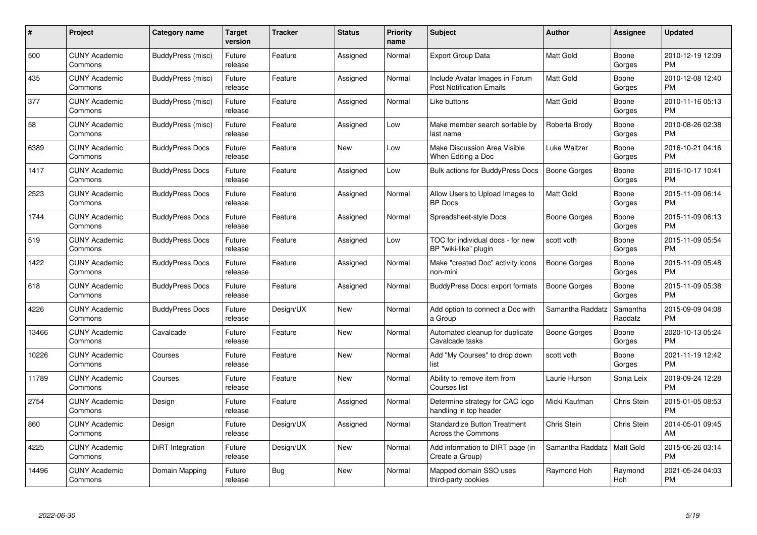| # | Project | Category name | Target version | Tracker | Status | Priority name | Subject | Author | Assignee | Updated |
|---|---|---|---|---|---|---|---|---|---|---|
| 500 | CUNY Academic Commons | BuddyPress (misc) | Future release | Feature | Assigned | Normal | Export Group Data | Matt Gold | Boone Gorges | 2010-12-19 12:09 PM |
| 435 | CUNY Academic Commons | BuddyPress (misc) | Future release | Feature | Assigned | Normal | Include Avatar Images in Forum Post Notification Emails | Matt Gold | Boone Gorges | 2010-12-08 12:40 PM |
| 377 | CUNY Academic Commons | BuddyPress (misc) | Future release | Feature | Assigned | Normal | Like buttons | Matt Gold | Boone Gorges | 2010-11-16 05:13 PM |
| 58 | CUNY Academic Commons | BuddyPress (misc) | Future release | Feature | Assigned | Low | Make member search sortable by last name | Roberta Brody | Boone Gorges | 2010-08-26 02:38 PM |
| 6389 | CUNY Academic Commons | BuddyPress Docs | Future release | Feature | New | Low | Make Discussion Area Visible When Editing a Doc | Luke Waltzer | Boone Gorges | 2016-10-21 04:16 PM |
| 1417 | CUNY Academic Commons | BuddyPress Docs | Future release | Feature | Assigned | Low | Bulk actions for BuddyPress Docs | Boone Gorges | Boone Gorges | 2016-10-17 10:41 PM |
| 2523 | CUNY Academic Commons | BuddyPress Docs | Future release | Feature | Assigned | Normal | Allow Users to Upload Images to BP Docs | Matt Gold | Boone Gorges | 2015-11-09 06:14 PM |
| 1744 | CUNY Academic Commons | BuddyPress Docs | Future release | Feature | Assigned | Normal | Spreadsheet-style Docs | Boone Gorges | Boone Gorges | 2015-11-09 06:13 PM |
| 519 | CUNY Academic Commons | BuddyPress Docs | Future release | Feature | Assigned | Low | TOC for individual docs - for new BP "wiki-like" plugin | scott voth | Boone Gorges | 2015-11-09 05:54 PM |
| 1422 | CUNY Academic Commons | BuddyPress Docs | Future release | Feature | Assigned | Normal | Make "created Doc" activity icons non-mini | Boone Gorges | Boone Gorges | 2015-11-09 05:48 PM |
| 618 | CUNY Academic Commons | BuddyPress Docs | Future release | Feature | Assigned | Normal | BuddyPress Docs: export formats | Boone Gorges | Boone Gorges | 2015-11-09 05:38 PM |
| 4226 | CUNY Academic Commons | BuddyPress Docs | Future release | Design/UX | New | Normal | Add option to connect a Doc with a Group | Samantha Raddatz | Samantha Raddatz | 2015-09-09 04:08 PM |
| 13466 | CUNY Academic Commons | Cavalcade | Future release | Feature | New | Normal | Automated cleanup for duplicate Cavalcade tasks | Boone Gorges | Boone Gorges | 2020-10-13 05:24 PM |
| 10226 | CUNY Academic Commons | Courses | Future release | Feature | New | Normal | Add "My Courses" to drop down list | scott voth | Boone Gorges | 2021-11-19 12:42 PM |
| 11789 | CUNY Academic Commons | Courses | Future release | Feature | New | Normal | Ability to remove item from Courses list | Laurie Hurson | Sonja Leix | 2019-09-24 12:28 PM |
| 2754 | CUNY Academic Commons | Design | Future release | Feature | Assigned | Normal | Determine strategy for CAC logo handling in top header | Micki Kaufman | Chris Stein | 2015-01-05 08:53 PM |
| 860 | CUNY Academic Commons | Design | Future release | Design/UX | Assigned | Normal | Standardize Button Treatment Across the Commons | Chris Stein | Chris Stein | 2014-05-01 09:45 AM |
| 4225 | CUNY Academic Commons | DiRT Integration | Future release | Design/UX | New | Normal | Add information to DIRT page (in Create a Group) | Samantha Raddatz | Matt Gold | 2015-06-26 03:14 PM |
| 14496 | CUNY Academic Commons | Domain Mapping | Future release | Bug | New | Normal | Mapped domain SSO uses third-party cookies | Raymond Hoh | Raymond Hoh | 2021-05-24 04:03 PM |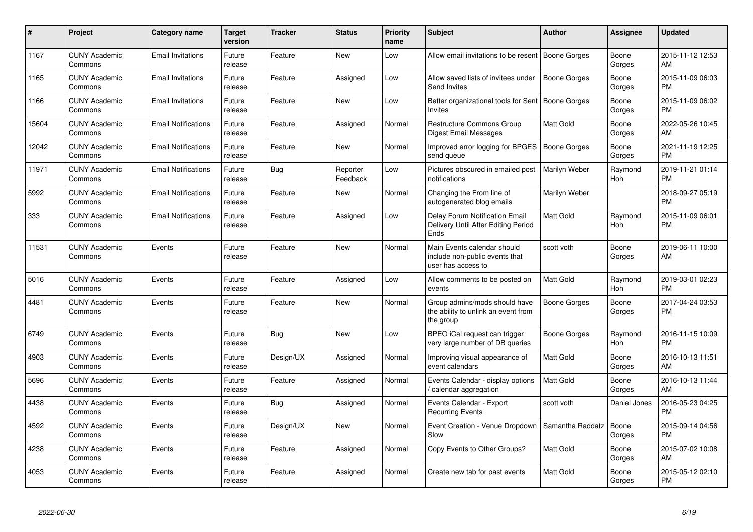| # | Project | Category name | Target version | Tracker | Status | Priority name | Subject | Author | Assignee | Updated |
|---|---|---|---|---|---|---|---|---|---|---|
| 1167 | CUNY Academic Commons | Email Invitations | Future release | Feature | New | Low | Allow email invitations to be resent | Boone Gorges | Boone Gorges | 2015-11-12 12:53 AM |
| 1165 | CUNY Academic Commons | Email Invitations | Future release | Feature | Assigned | Low | Allow saved lists of invitees under Send Invites | Boone Gorges | Boone Gorges | 2015-11-09 06:03 PM |
| 1166 | CUNY Academic Commons | Email Invitations | Future release | Feature | New | Low | Better organizational tools for Sent Invites | Boone Gorges | Boone Gorges | 2015-11-09 06:02 PM |
| 15604 | CUNY Academic Commons | Email Notifications | Future release | Feature | Assigned | Normal | Restructure Commons Group Digest Email Messages | Matt Gold | Boone Gorges | 2022-05-26 10:45 AM |
| 12042 | CUNY Academic Commons | Email Notifications | Future release | Feature | New | Normal | Improved error logging for BPGES send queue | Boone Gorges | Boone Gorges | 2021-11-19 12:25 PM |
| 11971 | CUNY Academic Commons | Email Notifications | Future release | Bug | Reporter Feedback | Low | Pictures obscured in emailed post notifications | Marilyn Weber | Raymond Hoh | 2019-11-21 01:14 PM |
| 5992 | CUNY Academic Commons | Email Notifications | Future release | Feature | New | Normal | Changing the From line of autogenerated blog emails | Marilyn Weber | | 2018-09-27 05:19 PM |
| 333 | CUNY Academic Commons | Email Notifications | Future release | Feature | Assigned | Low | Delay Forum Notification Email Delivery Until After Editing Period Ends | Matt Gold | Raymond Hoh | 2015-11-09 06:01 PM |
| 11531 | CUNY Academic Commons | Events | Future release | Feature | New | Normal | Main Events calendar should include non-public events that user has access to | scott voth | Boone Gorges | 2019-06-11 10:00 AM |
| 5016 | CUNY Academic Commons | Events | Future release | Feature | Assigned | Low | Allow comments to be posted on events | Matt Gold | Raymond Hoh | 2019-03-01 02:23 PM |
| 4481 | CUNY Academic Commons | Events | Future release | Feature | New | Normal | Group admins/mods should have the ability to unlink an event from the group | Boone Gorges | Boone Gorges | 2017-04-24 03:53 PM |
| 6749 | CUNY Academic Commons | Events | Future release | Bug | New | Low | BPEO iCal request can trigger very large number of DB queries | Boone Gorges | Raymond Hoh | 2016-11-15 10:09 PM |
| 4903 | CUNY Academic Commons | Events | Future release | Design/UX | Assigned | Normal | Improving visual appearance of event calendars | Matt Gold | Boone Gorges | 2016-10-13 11:51 AM |
| 5696 | CUNY Academic Commons | Events | Future release | Feature | Assigned | Normal | Events Calendar - display options / calendar aggregation | Matt Gold | Boone Gorges | 2016-10-13 11:44 AM |
| 4438 | CUNY Academic Commons | Events | Future release | Bug | Assigned | Normal | Events Calendar - Export Recurring Events | scott voth | Daniel Jones | 2016-05-23 04:25 PM |
| 4592 | CUNY Academic Commons | Events | Future release | Design/UX | New | Normal | Event Creation - Venue Dropdown Slow | Samantha Raddatz | Boone Gorges | 2015-09-14 04:56 PM |
| 4238 | CUNY Academic Commons | Events | Future release | Feature | Assigned | Normal | Copy Events to Other Groups? | Matt Gold | Boone Gorges | 2015-07-02 10:08 AM |
| 4053 | CUNY Academic Commons | Events | Future release | Feature | Assigned | Normal | Create new tab for past events | Matt Gold | Boone Gorges | 2015-05-12 02:10 PM |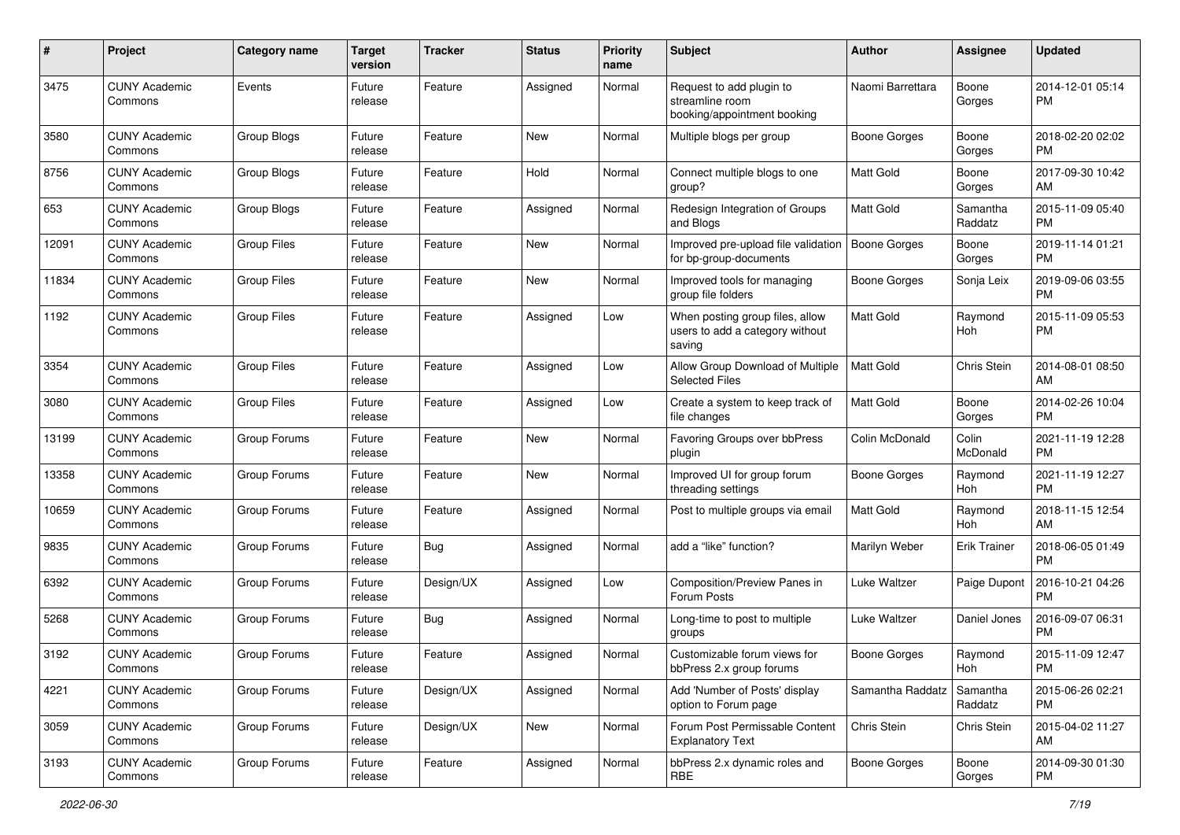| # | Project | Category name | Target version | Tracker | Status | Priority name | Subject | Author | Assignee | Updated |
|---|---|---|---|---|---|---|---|---|---|---|
| 3475 | CUNY Academic Commons | Events | Future release | Feature | Assigned | Normal | Request to add plugin to streamline room booking/appointment booking | Naomi Barrettara | Boone Gorges | 2014-12-01 05:14 PM |
| 3580 | CUNY Academic Commons | Group Blogs | Future release | Feature | New | Normal | Multiple blogs per group | Boone Gorges | Boone Gorges | 2018-02-20 02:02 PM |
| 8756 | CUNY Academic Commons | Group Blogs | Future release | Feature | Hold | Normal | Connect multiple blogs to one group? | Matt Gold | Boone Gorges | 2017-09-30 10:42 AM |
| 653 | CUNY Academic Commons | Group Blogs | Future release | Feature | Assigned | Normal | Redesign Integration of Groups and Blogs | Matt Gold | Samantha Raddatz | 2015-11-09 05:40 PM |
| 12091 | CUNY Academic Commons | Group Files | Future release | Feature | New | Normal | Improved pre-upload file validation for bp-group-documents | Boone Gorges | Boone Gorges | 2019-11-14 01:21 PM |
| 11834 | CUNY Academic Commons | Group Files | Future release | Feature | New | Normal | Improved tools for managing group file folders | Boone Gorges | Sonja Leix | 2019-09-06 03:55 PM |
| 1192 | CUNY Academic Commons | Group Files | Future release | Feature | Assigned | Low | When posting group files, allow users to add a category without saving | Matt Gold | Raymond Hoh | 2015-11-09 05:53 PM |
| 3354 | CUNY Academic Commons | Group Files | Future release | Feature | Assigned | Low | Allow Group Download of Multiple Selected Files | Matt Gold | Chris Stein | 2014-08-01 08:50 AM |
| 3080 | CUNY Academic Commons | Group Files | Future release | Feature | Assigned | Low | Create a system to keep track of file changes | Matt Gold | Boone Gorges | 2014-02-26 10:04 PM |
| 13199 | CUNY Academic Commons | Group Forums | Future release | Feature | New | Normal | Favoring Groups over bbPress plugin | Colin McDonald | Colin McDonald | 2021-11-19 12:28 PM |
| 13358 | CUNY Academic Commons | Group Forums | Future release | Feature | New | Normal | Improved UI for group forum threading settings | Boone Gorges | Raymond Hoh | 2021-11-19 12:27 PM |
| 10659 | CUNY Academic Commons | Group Forums | Future release | Feature | Assigned | Normal | Post to multiple groups via email | Matt Gold | Raymond Hoh | 2018-11-15 12:54 AM |
| 9835 | CUNY Academic Commons | Group Forums | Future release | Bug | Assigned | Normal | add a "like" function? | Marilyn Weber | Erik Trainer | 2018-06-05 01:49 PM |
| 6392 | CUNY Academic Commons | Group Forums | Future release | Design/UX | Assigned | Low | Composition/Preview Panes in Forum Posts | Luke Waltzer | Paige Dupont | 2016-10-21 04:26 PM |
| 5268 | CUNY Academic Commons | Group Forums | Future release | Bug | Assigned | Normal | Long-time to post to multiple groups | Luke Waltzer | Daniel Jones | 2016-09-07 06:31 PM |
| 3192 | CUNY Academic Commons | Group Forums | Future release | Feature | Assigned | Normal | Customizable forum views for bbPress 2.x group forums | Boone Gorges | Raymond Hoh | 2015-11-09 12:47 PM |
| 4221 | CUNY Academic Commons | Group Forums | Future release | Design/UX | Assigned | Normal | Add 'Number of Posts' display option to Forum page | Samantha Raddatz | Samantha Raddatz | 2015-06-26 02:21 PM |
| 3059 | CUNY Academic Commons | Group Forums | Future release | Design/UX | New | Normal | Forum Post Permissable Content Explanatory Text | Chris Stein | Chris Stein | 2015-04-02 11:27 AM |
| 3193 | CUNY Academic Commons | Group Forums | Future release | Feature | Assigned | Normal | bbPress 2.x dynamic roles and RBE | Boone Gorges | Boone Gorges | 2014-09-30 01:30 PM |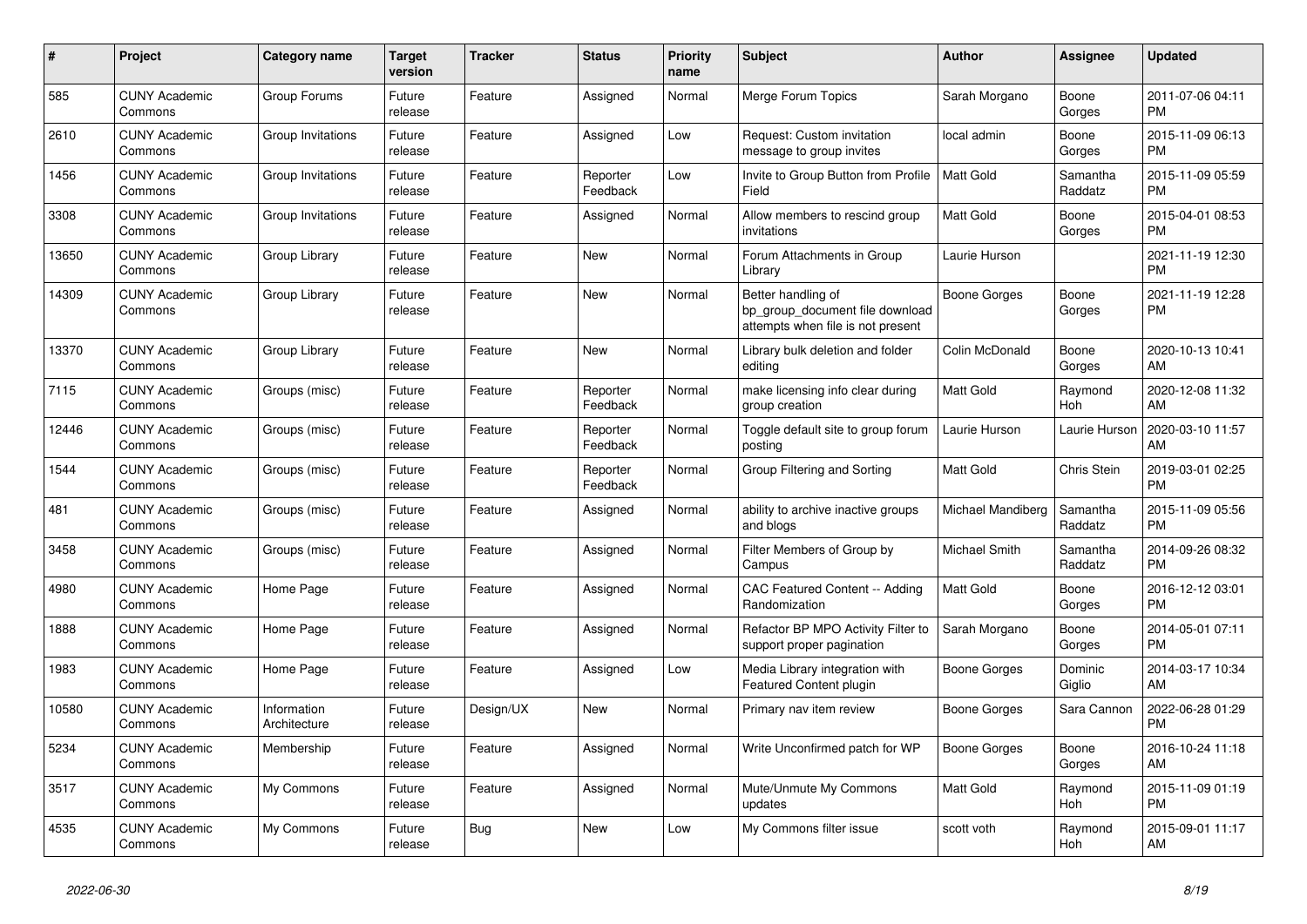| # | Project | Category name | Target version | Tracker | Status | Priority name | Subject | Author | Assignee | Updated |
|---|---|---|---|---|---|---|---|---|---|---|
| 585 | CUNY Academic Commons | Group Forums | Future release | Feature | Assigned | Normal | Merge Forum Topics | Sarah Morgano | Boone Gorges | 2011-07-06 04:11 PM |
| 2610 | CUNY Academic Commons | Group Invitations | Future release | Feature | Assigned | Low | Request: Custom invitation message to group invites | local admin | Boone Gorges | 2015-11-09 06:13 PM |
| 1456 | CUNY Academic Commons | Group Invitations | Future release | Feature | Reporter Feedback | Low | Invite to Group Button from Profile Field | Matt Gold | Samantha Raddatz | 2015-11-09 05:59 PM |
| 3308 | CUNY Academic Commons | Group Invitations | Future release | Feature | Assigned | Normal | Allow members to rescind group invitations | Matt Gold | Boone Gorges | 2015-04-01 08:53 PM |
| 13650 | CUNY Academic Commons | Group Library | Future release | Feature | New | Normal | Forum Attachments in Group Library | Laurie Hurson | | 2021-11-19 12:30 PM |
| 14309 | CUNY Academic Commons | Group Library | Future release | Feature | New | Normal | Better handling of bp_group_document file download attempts when file is not present | Boone Gorges | Boone Gorges | 2021-11-19 12:28 PM |
| 13370 | CUNY Academic Commons | Group Library | Future release | Feature | New | Normal | Library bulk deletion and folder editing | Colin McDonald | Boone Gorges | 2020-10-13 10:41 AM |
| 7115 | CUNY Academic Commons | Groups (misc) | Future release | Feature | Reporter Feedback | Normal | make licensing info clear during group creation | Matt Gold | Raymond Hoh | 2020-12-08 11:32 AM |
| 12446 | CUNY Academic Commons | Groups (misc) | Future release | Feature | Reporter Feedback | Normal | Toggle default site to group forum posting | Laurie Hurson | Laurie Hurson | 2020-03-10 11:57 AM |
| 1544 | CUNY Academic Commons | Groups (misc) | Future release | Feature | Reporter Feedback | Normal | Group Filtering and Sorting | Matt Gold | Chris Stein | 2019-03-01 02:25 PM |
| 481 | CUNY Academic Commons | Groups (misc) | Future release | Feature | Assigned | Normal | ability to archive inactive groups and blogs | Michael Mandiberg | Samantha Raddatz | 2015-11-09 05:56 PM |
| 3458 | CUNY Academic Commons | Groups (misc) | Future release | Feature | Assigned | Normal | Filter Members of Group by Campus | Michael Smith | Samantha Raddatz | 2014-09-26 08:32 PM |
| 4980 | CUNY Academic Commons | Home Page | Future release | Feature | Assigned | Normal | CAC Featured Content -- Adding Randomization | Matt Gold | Boone Gorges | 2016-12-12 03:01 PM |
| 1888 | CUNY Academic Commons | Home Page | Future release | Feature | Assigned | Normal | Refactor BP MPO Activity Filter to support proper pagination | Sarah Morgano | Boone Gorges | 2014-05-01 07:11 PM |
| 1983 | CUNY Academic Commons | Home Page | Future release | Feature | Assigned | Low | Media Library integration with Featured Content plugin | Boone Gorges | Dominic Giglio | 2014-03-17 10:34 AM |
| 10580 | CUNY Academic Commons | Information Architecture | Future release | Design/UX | New | Normal | Primary nav item review | Boone Gorges | Sara Cannon | 2022-06-28 01:29 PM |
| 5234 | CUNY Academic Commons | Membership | Future release | Feature | Assigned | Normal | Write Unconfirmed patch for WP | Boone Gorges | Boone Gorges | 2016-10-24 11:18 AM |
| 3517 | CUNY Academic Commons | My Commons | Future release | Feature | Assigned | Normal | Mute/Unmute My Commons updates | Matt Gold | Raymond Hoh | 2015-11-09 01:19 PM |
| 4535 | CUNY Academic Commons | My Commons | Future release | Bug | New | Low | My Commons filter issue | scott voth | Raymond Hoh | 2015-09-01 11:17 AM |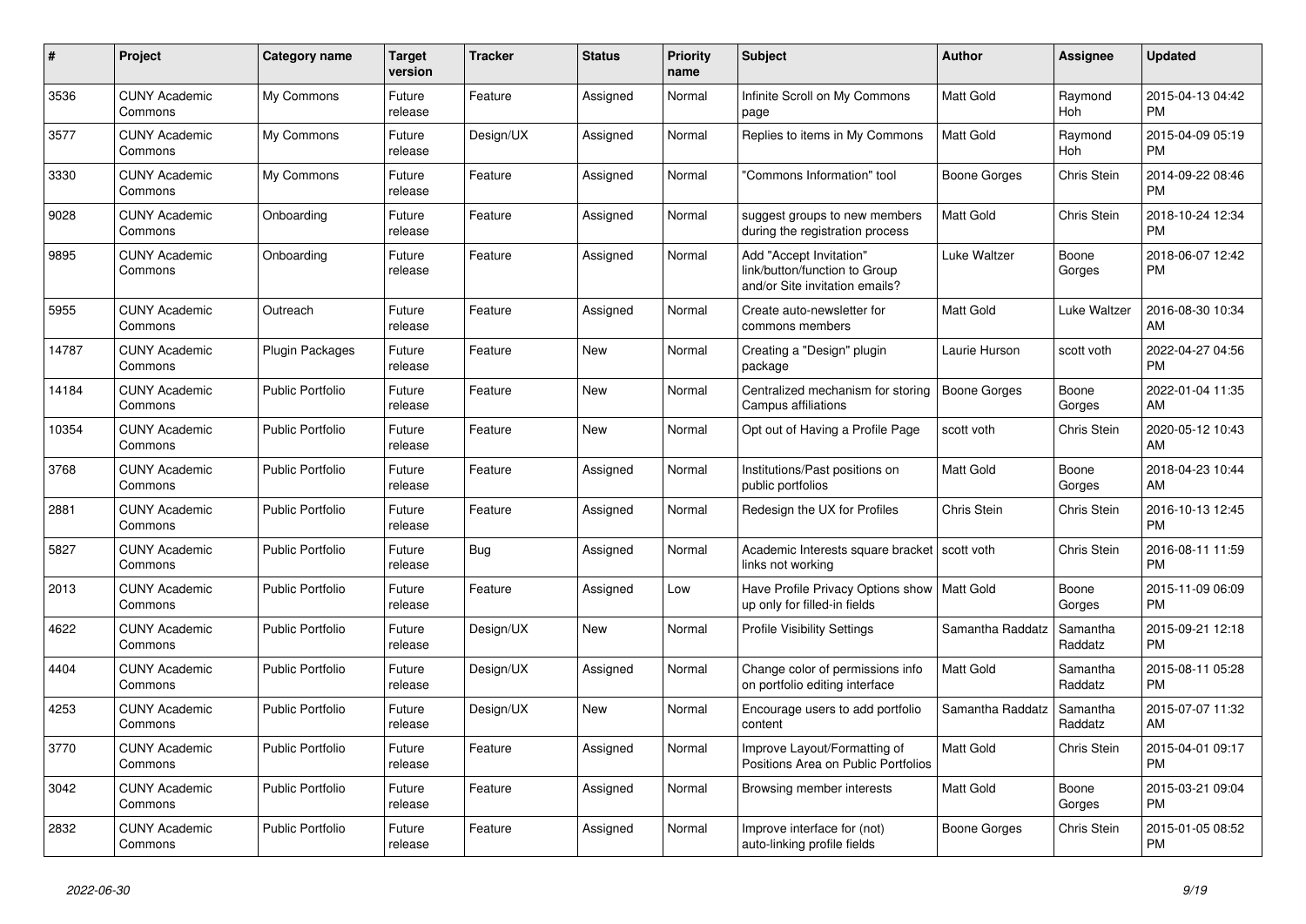| # | Project | Category name | Target version | Tracker | Status | Priority name | Subject | Author | Assignee | Updated |
|---|---|---|---|---|---|---|---|---|---|---|
| 3536 | CUNY Academic Commons | My Commons | Future release | Feature | Assigned | Normal | Infinite Scroll on My Commons page | Matt Gold | Raymond Hoh | 2015-04-13 04:42 PM |
| 3577 | CUNY Academic Commons | My Commons | Future release | Design/UX | Assigned | Normal | Replies to items in My Commons | Matt Gold | Raymond Hoh | 2015-04-09 05:19 PM |
| 3330 | CUNY Academic Commons | My Commons | Future release | Feature | Assigned | Normal | "Commons Information" tool | Boone Gorges | Chris Stein | 2014-09-22 08:46 PM |
| 9028 | CUNY Academic Commons | Onboarding | Future release | Feature | Assigned | Normal | suggest groups to new members during the registration process | Matt Gold | Chris Stein | 2018-10-24 12:34 PM |
| 9895 | CUNY Academic Commons | Onboarding | Future release | Feature | Assigned | Normal | Add "Accept Invitation" link/button/function to Group and/or Site invitation emails? | Luke Waltzer | Boone Gorges | 2018-06-07 12:42 PM |
| 5955 | CUNY Academic Commons | Outreach | Future release | Feature | Assigned | Normal | Create auto-newsletter for commons members | Matt Gold | Luke Waltzer | 2016-08-30 10:34 AM |
| 14787 | CUNY Academic Commons | Plugin Packages | Future release | Feature | New | Normal | Creating a "Design" plugin package | Laurie Hurson | scott voth | 2022-04-27 04:56 PM |
| 14184 | CUNY Academic Commons | Public Portfolio | Future release | Feature | New | Normal | Centralized mechanism for storing Campus affiliations | Boone Gorges | Boone Gorges | 2022-01-04 11:35 AM |
| 10354 | CUNY Academic Commons | Public Portfolio | Future release | Feature | New | Normal | Opt out of Having a Profile Page | scott voth | Chris Stein | 2020-05-12 10:43 AM |
| 3768 | CUNY Academic Commons | Public Portfolio | Future release | Feature | Assigned | Normal | Institutions/Past positions on public portfolios | Matt Gold | Boone Gorges | 2018-04-23 10:44 AM |
| 2881 | CUNY Academic Commons | Public Portfolio | Future release | Feature | Assigned | Normal | Redesign the UX for Profiles | Chris Stein | Chris Stein | 2016-10-13 12:45 PM |
| 5827 | CUNY Academic Commons | Public Portfolio | Future release | Bug | Assigned | Normal | Academic Interests square bracket links not working | scott voth | Chris Stein | 2016-08-11 11:59 PM |
| 2013 | CUNY Academic Commons | Public Portfolio | Future release | Feature | Assigned | Low | Have Profile Privacy Options show up only for filled-in fields | Matt Gold | Boone Gorges | 2015-11-09 06:09 PM |
| 4622 | CUNY Academic Commons | Public Portfolio | Future release | Design/UX | New | Normal | Profile Visibility Settings | Samantha Raddatz | Samantha Raddatz | 2015-09-21 12:18 PM |
| 4404 | CUNY Academic Commons | Public Portfolio | Future release | Design/UX | Assigned | Normal | Change color of permissions info on portfolio editing interface | Matt Gold | Samantha Raddatz | 2015-08-11 05:28 PM |
| 4253 | CUNY Academic Commons | Public Portfolio | Future release | Design/UX | New | Normal | Encourage users to add portfolio content | Samantha Raddatz | Samantha Raddatz | 2015-07-07 11:32 AM |
| 3770 | CUNY Academic Commons | Public Portfolio | Future release | Feature | Assigned | Normal | Improve Layout/Formatting of Positions Area on Public Portfolios | Matt Gold | Chris Stein | 2015-04-01 09:17 PM |
| 3042 | CUNY Academic Commons | Public Portfolio | Future release | Feature | Assigned | Normal | Browsing member interests | Matt Gold | Boone Gorges | 2015-03-21 09:04 PM |
| 2832 | CUNY Academic Commons | Public Portfolio | Future release | Feature | Assigned | Normal | Improve interface for (not) auto-linking profile fields | Boone Gorges | Chris Stein | 2015-01-05 08:52 PM |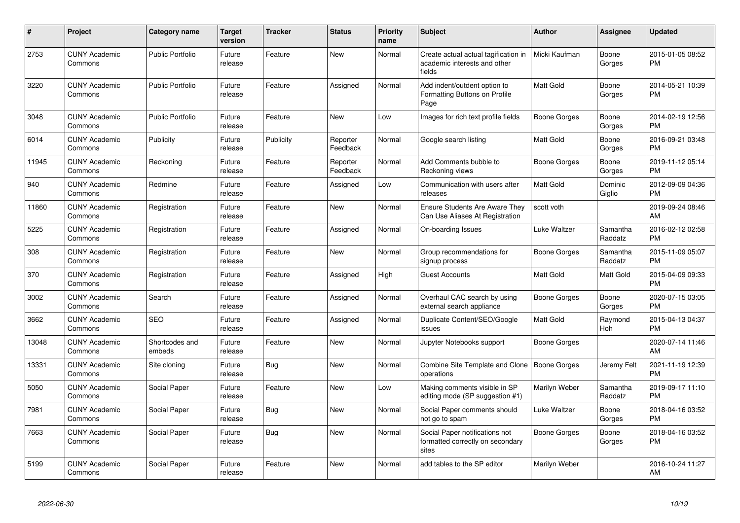| # | Project | Category name | Target version | Tracker | Status | Priority name | Subject | Author | Assignee | Updated |
|---|---|---|---|---|---|---|---|---|---|---|
| 2753 | CUNY Academic Commons | Public Portfolio | Future release | Feature | New | Normal | Create actual actual tagification in academic interests and other fields | Micki Kaufman | Boone Gorges | 2015-01-05 08:52 PM |
| 3220 | CUNY Academic Commons | Public Portfolio | Future release | Feature | Assigned | Normal | Add indent/outdent option to Formatting Buttons on Profile Page | Matt Gold | Boone Gorges | 2014-05-21 10:39 PM |
| 3048 | CUNY Academic Commons | Public Portfolio | Future release | Feature | New | Low | Images for rich text profile fields | Boone Gorges | Boone Gorges | 2014-02-19 12:56 PM |
| 6014 | CUNY Academic Commons | Publicity | Future release | Publicity | Reporter Feedback | Normal | Google search listing | Matt Gold | Boone Gorges | 2016-09-21 03:48 PM |
| 11945 | CUNY Academic Commons | Reckoning | Future release | Feature | Reporter Feedback | Normal | Add Comments bubble to Reckoning views | Boone Gorges | Boone Gorges | 2019-11-12 05:14 PM |
| 940 | CUNY Academic Commons | Redmine | Future release | Feature | Assigned | Low | Communication with users after releases | Matt Gold | Dominic Giglio | 2012-09-09 04:36 PM |
| 11860 | CUNY Academic Commons | Registration | Future release | Feature | New | Normal | Ensure Students Are Aware They Can Use Aliases At Registration | scott voth | | 2019-09-24 08:46 AM |
| 5225 | CUNY Academic Commons | Registration | Future release | Feature | Assigned | Normal | On-boarding Issues | Luke Waltzer | Samantha Raddatz | 2016-02-12 02:58 PM |
| 308 | CUNY Academic Commons | Registration | Future release | Feature | New | Normal | Group recommendations for signup process | Boone Gorges | Samantha Raddatz | 2015-11-09 05:07 PM |
| 370 | CUNY Academic Commons | Registration | Future release | Feature | Assigned | High | Guest Accounts | Matt Gold | Matt Gold | 2015-04-09 09:33 PM |
| 3002 | CUNY Academic Commons | Search | Future release | Feature | Assigned | Normal | Overhaul CAC search by using external search appliance | Boone Gorges | Boone Gorges | 2020-07-15 03:05 PM |
| 3662 | CUNY Academic Commons | SEO | Future release | Feature | Assigned | Normal | Duplicate Content/SEO/Google issues | Matt Gold | Raymond Hoh | 2015-04-13 04:37 PM |
| 13048 | CUNY Academic Commons | Shortcodes and embeds | Future release | Feature | New | Normal | Jupyter Notebooks support | Boone Gorges | | 2020-07-14 11:46 AM |
| 13331 | CUNY Academic Commons | Site cloning | Future release | Bug | New | Normal | Combine Site Template and Clone operations | Boone Gorges | Jeremy Felt | 2021-11-19 12:39 PM |
| 5050 | CUNY Academic Commons | Social Paper | Future release | Feature | New | Low | Making comments visible in SP editing mode (SP suggestion #1) | Marilyn Weber | Samantha Raddatz | 2019-09-17 11:10 PM |
| 7981 | CUNY Academic Commons | Social Paper | Future release | Bug | New | Normal | Social Paper comments should not go to spam | Luke Waltzer | Boone Gorges | 2018-04-16 03:52 PM |
| 7663 | CUNY Academic Commons | Social Paper | Future release | Bug | New | Normal | Social Paper notifications not formatted correctly on secondary sites | Boone Gorges | Boone Gorges | 2018-04-16 03:52 PM |
| 5199 | CUNY Academic Commons | Social Paper | Future release | Feature | New | Normal | add tables to the SP editor | Marilyn Weber | | 2016-10-24 11:27 AM |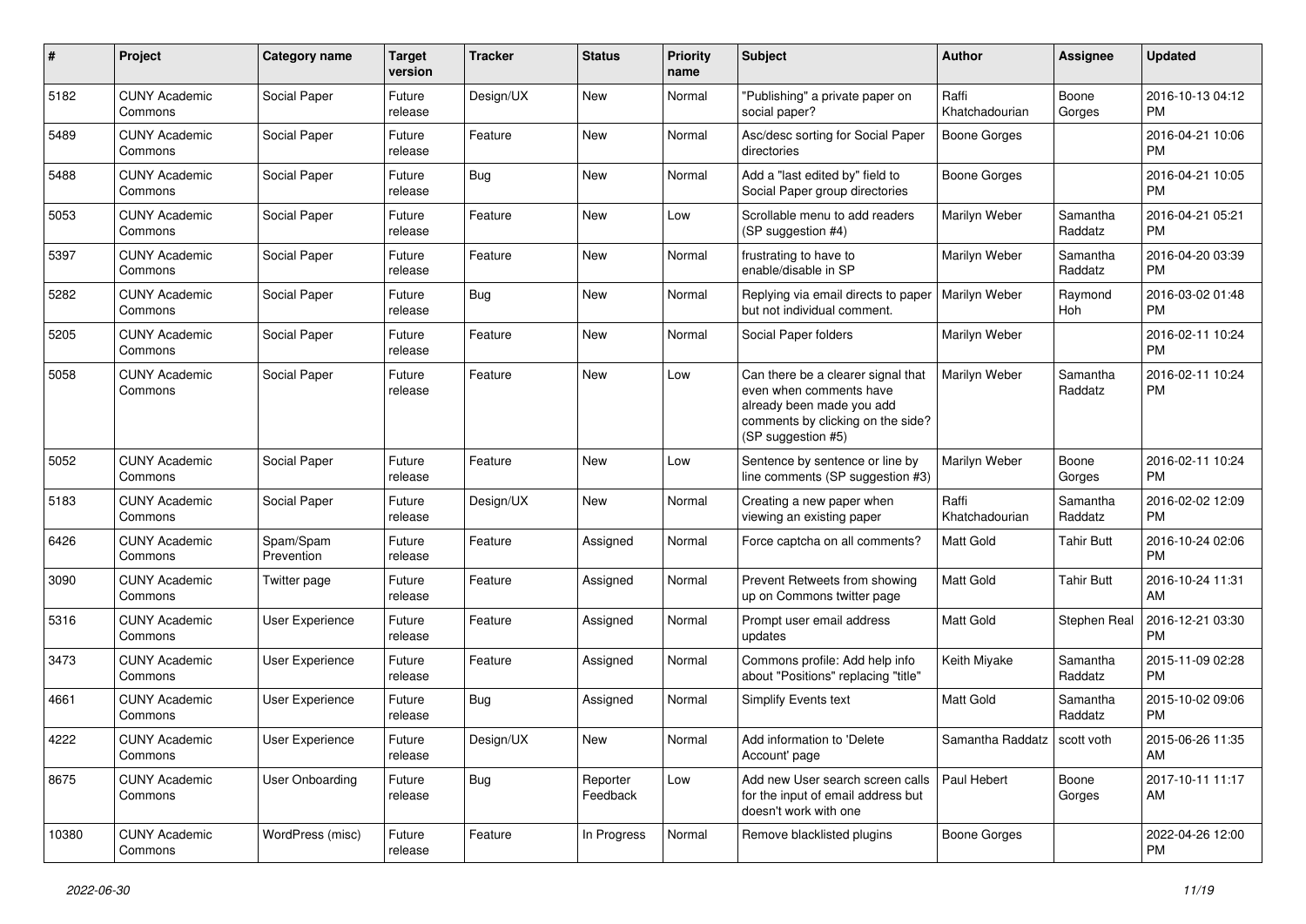| # | Project | Category name | Target version | Tracker | Status | Priority name | Subject | Author | Assignee | Updated |
|---|---|---|---|---|---|---|---|---|---|---|
| 5182 | CUNY Academic Commons | Social Paper | Future release | Design/UX | New | Normal | "Publishing" a private paper on social paper? | Raffi Khatchadourian | Boone Gorges | 2016-10-13 04:12 PM |
| 5489 | CUNY Academic Commons | Social Paper | Future release | Feature | New | Normal | Asc/desc sorting for Social Paper directories | Boone Gorges | | 2016-04-21 10:06 PM |
| 5488 | CUNY Academic Commons | Social Paper | Future release | Bug | New | Normal | Add a "last edited by" field to Social Paper group directories | Boone Gorges | | 2016-04-21 10:05 PM |
| 5053 | CUNY Academic Commons | Social Paper | Future release | Feature | New | Low | Scrollable menu to add readers (SP suggestion #4) | Marilyn Weber | Samantha Raddatz | 2016-04-21 05:21 PM |
| 5397 | CUNY Academic Commons | Social Paper | Future release | Feature | New | Normal | frustrating to have to enable/disable in SP | Marilyn Weber | Samantha Raddatz | 2016-04-20 03:39 PM |
| 5282 | CUNY Academic Commons | Social Paper | Future release | Bug | New | Normal | Replying via email directs to paper but not individual comment. | Marilyn Weber | Raymond Hoh | 2016-03-02 01:48 PM |
| 5205 | CUNY Academic Commons | Social Paper | Future release | Feature | New | Normal | Social Paper folders | Marilyn Weber | | 2016-02-11 10:24 PM |
| 5058 | CUNY Academic Commons | Social Paper | Future release | Feature | New | Low | Can there be a clearer signal that even when comments have already been made you add comments by clicking on the side? (SP suggestion #5) | Marilyn Weber | Samantha Raddatz | 2016-02-11 10:24 PM |
| 5052 | CUNY Academic Commons | Social Paper | Future release | Feature | New | Low | Sentence by sentence or line by line comments (SP suggestion #3) | Marilyn Weber | Boone Gorges | 2016-02-11 10:24 PM |
| 5183 | CUNY Academic Commons | Social Paper | Future release | Design/UX | New | Normal | Creating a new paper when viewing an existing paper | Raffi Khatchadourian | Samantha Raddatz | 2016-02-02 12:09 PM |
| 6426 | CUNY Academic Commons | Spam/Spam Prevention | Future release | Feature | Assigned | Normal | Force captcha on all comments? | Matt Gold | Tahir Butt | 2016-10-24 02:06 PM |
| 3090 | CUNY Academic Commons | Twitter page | Future release | Feature | Assigned | Normal | Prevent Retweets from showing up on Commons twitter page | Matt Gold | Tahir Butt | 2016-10-24 11:31 AM |
| 5316 | CUNY Academic Commons | User Experience | Future release | Feature | Assigned | Normal | Prompt user email address updates | Matt Gold | Stephen Real | 2016-12-21 03:30 PM |
| 3473 | CUNY Academic Commons | User Experience | Future release | Feature | Assigned | Normal | Commons profile: Add help info about "Positions" replacing "title" | Keith Miyake | Samantha Raddatz | 2015-11-09 02:28 PM |
| 4661 | CUNY Academic Commons | User Experience | Future release | Bug | Assigned | Normal | Simplify Events text | Matt Gold | Samantha Raddatz | 2015-10-02 09:06 PM |
| 4222 | CUNY Academic Commons | User Experience | Future release | Design/UX | New | Normal | Add information to 'Delete Account' page | Samantha Raddatz | scott voth | 2015-06-26 11:35 AM |
| 8675 | CUNY Academic Commons | User Onboarding | Future release | Bug | Reporter Feedback | Low | Add new User search screen calls for the input of email address but doesn't work with one | Paul Hebert | Boone Gorges | 2017-10-11 11:17 AM |
| 10380 | CUNY Academic Commons | WordPress (misc) | Future release | Feature | In Progress | Normal | Remove blacklisted plugins | Boone Gorges | | 2022-04-26 12:00 PM |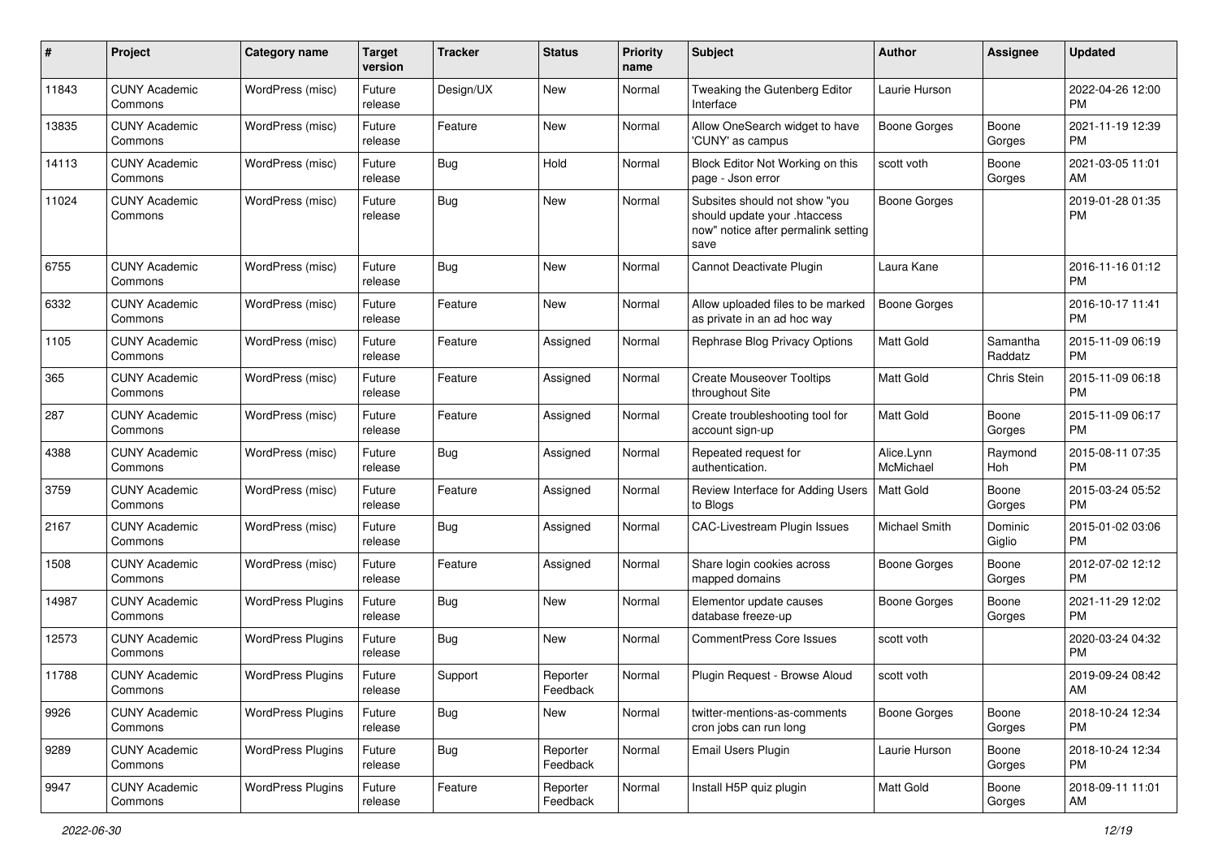| # | Project | Category name | Target version | Tracker | Status | Priority name | Subject | Author | Assignee | Updated |
|---|---|---|---|---|---|---|---|---|---|---|
| 11843 | CUNY Academic Commons | WordPress (misc) | Future release | Design/UX | New | Normal | Tweaking the Gutenberg Editor Interface | Laurie Hurson | | 2022-04-26 12:00 PM |
| 13835 | CUNY Academic Commons | WordPress (misc) | Future release | Feature | New | Normal | Allow OneSearch widget to have 'CUNY' as campus | Boone Gorges | Boone Gorges | 2021-11-19 12:39 PM |
| 14113 | CUNY Academic Commons | WordPress (misc) | Future release | Bug | Hold | Normal | Block Editor Not Working on this page - Json error | scott voth | Boone Gorges | 2021-03-05 11:01 AM |
| 11024 | CUNY Academic Commons | WordPress (misc) | Future release | Bug | New | Normal | Subsites should not show "you should update your .htaccess now" notice after permalink setting save | Boone Gorges | | 2019-01-28 01:35 PM |
| 6755 | CUNY Academic Commons | WordPress (misc) | Future release | Bug | New | Normal | Cannot Deactivate Plugin | Laura Kane | | 2016-11-16 01:12 PM |
| 6332 | CUNY Academic Commons | WordPress (misc) | Future release | Feature | New | Normal | Allow uploaded files to be marked as private in an ad hoc way | Boone Gorges | | 2016-10-17 11:41 PM |
| 1105 | CUNY Academic Commons | WordPress (misc) | Future release | Feature | Assigned | Normal | Rephrase Blog Privacy Options | Matt Gold | Samantha Raddatz | 2015-11-09 06:19 PM |
| 365 | CUNY Academic Commons | WordPress (misc) | Future release | Feature | Assigned | Normal | Create Mouseover Tooltips throughout Site | Matt Gold | Chris Stein | 2015-11-09 06:18 PM |
| 287 | CUNY Academic Commons | WordPress (misc) | Future release | Feature | Assigned | Normal | Create troubleshooting tool for account sign-up | Matt Gold | Boone Gorges | 2015-11-09 06:17 PM |
| 4388 | CUNY Academic Commons | WordPress (misc) | Future release | Bug | Assigned | Normal | Repeated request for authentication. | Alice.Lynn McMichael | Raymond Hoh | 2015-08-11 07:35 PM |
| 3759 | CUNY Academic Commons | WordPress (misc) | Future release | Feature | Assigned | Normal | Review Interface for Adding Users to Blogs | Matt Gold | Boone Gorges | 2015-03-24 05:52 PM |
| 2167 | CUNY Academic Commons | WordPress (misc) | Future release | Bug | Assigned | Normal | CAC-Livestream Plugin Issues | Michael Smith | Dominic Giglio | 2015-01-02 03:06 PM |
| 1508 | CUNY Academic Commons | WordPress (misc) | Future release | Feature | Assigned | Normal | Share login cookies across mapped domains | Boone Gorges | Boone Gorges | 2012-07-02 12:12 PM |
| 14987 | CUNY Academic Commons | WordPress Plugins | Future release | Bug | New | Normal | Elementor update causes database freeze-up | Boone Gorges | Boone Gorges | 2021-11-29 12:02 PM |
| 12573 | CUNY Academic Commons | WordPress Plugins | Future release | Bug | New | Normal | CommentPress Core Issues | scott voth | | 2020-03-24 04:32 PM |
| 11788 | CUNY Academic Commons | WordPress Plugins | Future release | Support | Reporter Feedback | Normal | Plugin Request - Browse Aloud | scott voth | | 2019-09-24 08:42 AM |
| 9926 | CUNY Academic Commons | WordPress Plugins | Future release | Bug | New | Normal | twitter-mentions-as-comments cron jobs can run long | Boone Gorges | Boone Gorges | 2018-10-24 12:34 PM |
| 9289 | CUNY Academic Commons | WordPress Plugins | Future release | Bug | Reporter Feedback | Normal | Email Users Plugin | Laurie Hurson | Boone Gorges | 2018-10-24 12:34 PM |
| 9947 | CUNY Academic Commons | WordPress Plugins | Future release | Feature | Reporter Feedback | Normal | Install H5P quiz plugin | Matt Gold | Boone Gorges | 2018-09-11 11:01 AM |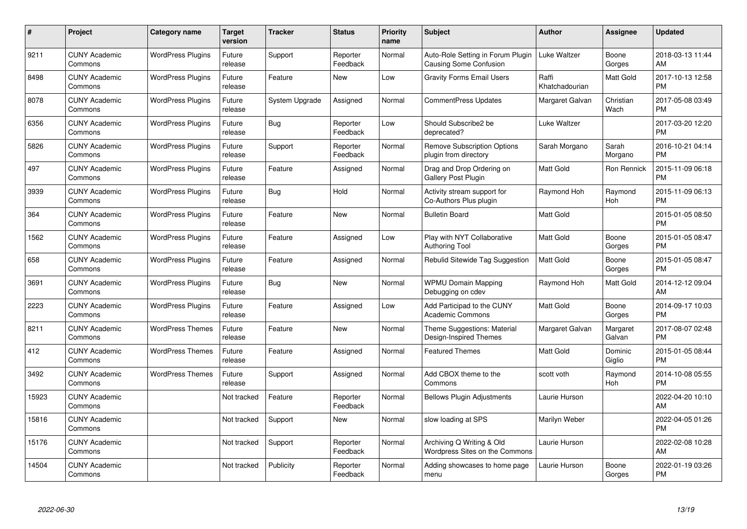| # | Project | Category name | Target version | Tracker | Status | Priority name | Subject | Author | Assignee | Updated |
|---|---|---|---|---|---|---|---|---|---|---|
| 9211 | CUNY Academic Commons | WordPress Plugins | Future release | Support | Reporter Feedback | Normal | Auto-Role Setting in Forum Plugin Causing Some Confusion | Luke Waltzer | Boone Gorges | 2018-03-13 11:44 AM |
| 8498 | CUNY Academic Commons | WordPress Plugins | Future release | Feature | New | Low | Gravity Forms Email Users | Raffi Khatchadourian | Matt Gold | 2017-10-13 12:58 PM |
| 8078 | CUNY Academic Commons | WordPress Plugins | Future release | System Upgrade | Assigned | Normal | CommentPress Updates | Margaret Galvan | Christian Wach | 2017-05-08 03:49 PM |
| 6356 | CUNY Academic Commons | WordPress Plugins | Future release | Bug | Reporter Feedback | Low | Should Subscribe2 be deprecated? | Luke Waltzer | | 2017-03-20 12:20 PM |
| 5826 | CUNY Academic Commons | WordPress Plugins | Future release | Support | Reporter Feedback | Normal | Remove Subscription Options plugin from directory | Sarah Morgano | Sarah Morgano | 2016-10-21 04:14 PM |
| 497 | CUNY Academic Commons | WordPress Plugins | Future release | Feature | Assigned | Normal | Drag and Drop Ordering on Gallery Post Plugin | Matt Gold | Ron Rennick | 2015-11-09 06:18 PM |
| 3939 | CUNY Academic Commons | WordPress Plugins | Future release | Bug | Hold | Normal | Activity stream support for Co-Authors Plus plugin | Raymond Hoh | Raymond Hoh | 2015-11-09 06:13 PM |
| 364 | CUNY Academic Commons | WordPress Plugins | Future release | Feature | New | Normal | Bulletin Board | Matt Gold | | 2015-01-05 08:50 PM |
| 1562 | CUNY Academic Commons | WordPress Plugins | Future release | Feature | Assigned | Low | Play with NYT Collaborative Authoring Tool | Matt Gold | Boone Gorges | 2015-01-05 08:47 PM |
| 658 | CUNY Academic Commons | WordPress Plugins | Future release | Feature | Assigned | Normal | Rebulid Sitewide Tag Suggestion | Matt Gold | Boone Gorges | 2015-01-05 08:47 PM |
| 3691 | CUNY Academic Commons | WordPress Plugins | Future release | Bug | New | Normal | WPMU Domain Mapping Debugging on cdev | Raymond Hoh | Matt Gold | 2014-12-12 09:04 AM |
| 2223 | CUNY Academic Commons | WordPress Plugins | Future release | Feature | Assigned | Low | Add Participad to the CUNY Academic Commons | Matt Gold | Boone Gorges | 2014-09-17 10:03 PM |
| 8211 | CUNY Academic Commons | WordPress Themes | Future release | Feature | New | Normal | Theme Suggestions: Material Design-Inspired Themes | Margaret Galvan | Margaret Galvan | 2017-08-07 02:48 PM |
| 412 | CUNY Academic Commons | WordPress Themes | Future release | Feature | Assigned | Normal | Featured Themes | Matt Gold | Dominic Giglio | 2015-01-05 08:44 PM |
| 3492 | CUNY Academic Commons | WordPress Themes | Future release | Support | Assigned | Normal | Add CBOX theme to the Commons | scott voth | Raymond Hoh | 2014-10-08 05:55 PM |
| 15923 | CUNY Academic Commons | | Not tracked | Feature | Reporter Feedback | Normal | Bellows Plugin Adjustments | Laurie Hurson | | 2022-04-20 10:10 AM |
| 15816 | CUNY Academic Commons | | Not tracked | Support | New | Normal | slow loading at SPS | Marilyn Weber | | 2022-04-05 01:26 PM |
| 15176 | CUNY Academic Commons | | Not tracked | Support | Reporter Feedback | Normal | Archiving Q Writing & Old Wordpress Sites on the Commons | Laurie Hurson | | 2022-02-08 10:28 AM |
| 14504 | CUNY Academic Commons | | Not tracked | Publicity | Reporter Feedback | Normal | Adding showcases to home page menu | Laurie Hurson | Boone Gorges | 2022-01-19 03:26 PM |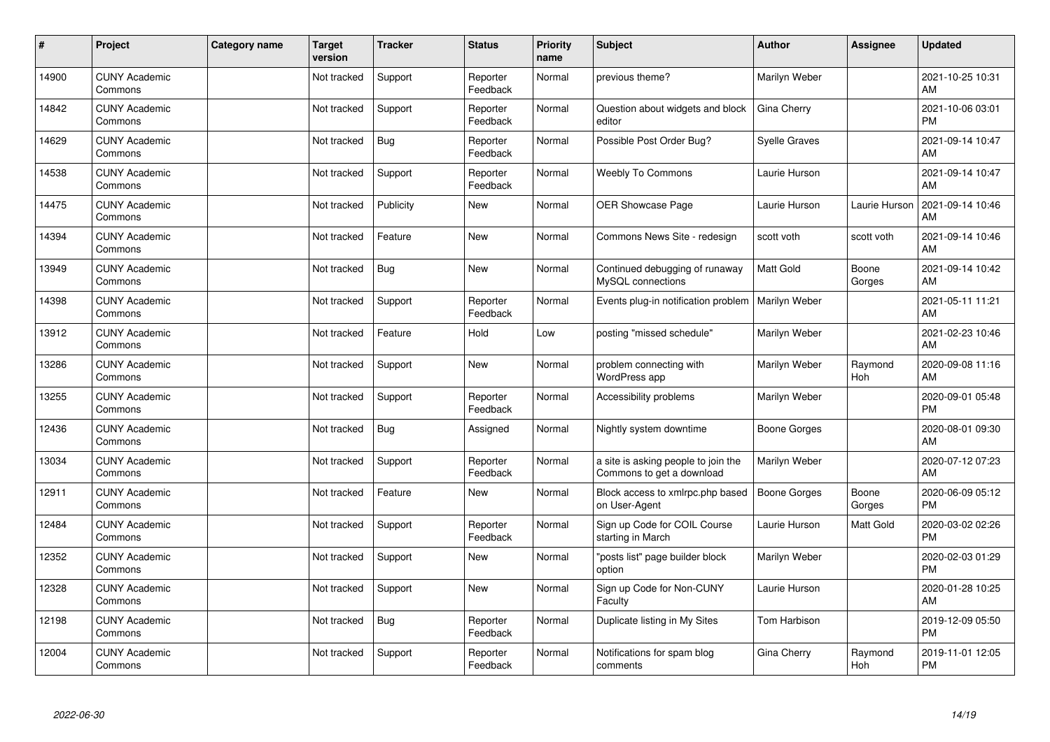| # | Project | Category name | Target version | Tracker | Status | Priority name | Subject | Author | Assignee | Updated |
|---|---|---|---|---|---|---|---|---|---|---|
| 14900 | CUNY Academic Commons | | Not tracked | Support | Reporter Feedback | Normal | previous theme? | Marilyn Weber | | 2021-10-25 10:31 AM |
| 14842 | CUNY Academic Commons | | Not tracked | Support | Reporter Feedback | Normal | Question about widgets and block editor | Gina Cherry | | 2021-10-06 03:01 PM |
| 14629 | CUNY Academic Commons | | Not tracked | Bug | Reporter Feedback | Normal | Possible Post Order Bug? | Syelle Graves | | 2021-09-14 10:47 AM |
| 14538 | CUNY Academic Commons | | Not tracked | Support | Reporter Feedback | Normal | Weebly To Commons | Laurie Hurson | | 2021-09-14 10:47 AM |
| 14475 | CUNY Academic Commons | | Not tracked | Publicity | New | Normal | OER Showcase Page | Laurie Hurson | Laurie Hurson | 2021-09-14 10:46 AM |
| 14394 | CUNY Academic Commons | | Not tracked | Feature | New | Normal | Commons News Site - redesign | scott voth | scott voth | 2021-09-14 10:46 AM |
| 13949 | CUNY Academic Commons | | Not tracked | Bug | New | Normal | Continued debugging of runaway MySQL connections | Matt Gold | Boone Gorges | 2021-09-14 10:42 AM |
| 14398 | CUNY Academic Commons | | Not tracked | Support | Reporter Feedback | Normal | Events plug-in notification problem | Marilyn Weber | | 2021-05-11 11:21 AM |
| 13912 | CUNY Academic Commons | | Not tracked | Feature | Hold | Low | posting "missed schedule" | Marilyn Weber | | 2021-02-23 10:46 AM |
| 13286 | CUNY Academic Commons | | Not tracked | Support | New | Normal | problem connecting with WordPress app | Marilyn Weber | Raymond Hoh | 2020-09-08 11:16 AM |
| 13255 | CUNY Academic Commons | | Not tracked | Support | Reporter Feedback | Normal | Accessibility problems | Marilyn Weber | | 2020-09-01 05:48 PM |
| 12436 | CUNY Academic Commons | | Not tracked | Bug | Assigned | Normal | Nightly system downtime | Boone Gorges | | 2020-08-01 09:30 AM |
| 13034 | CUNY Academic Commons | | Not tracked | Support | Reporter Feedback | Normal | a site is asking people to join the Commons to get a download | Marilyn Weber | | 2020-07-12 07:23 AM |
| 12911 | CUNY Academic Commons | | Not tracked | Feature | New | Normal | Block access to xmlrpc.php based on User-Agent | Boone Gorges | Boone Gorges | 2020-06-09 05:12 PM |
| 12484 | CUNY Academic Commons | | Not tracked | Support | Reporter Feedback | Normal | Sign up Code for COIL Course starting in March | Laurie Hurson | Matt Gold | 2020-03-02 02:26 PM |
| 12352 | CUNY Academic Commons | | Not tracked | Support | New | Normal | "posts list" page builder block option | Marilyn Weber | | 2020-02-03 01:29 PM |
| 12328 | CUNY Academic Commons | | Not tracked | Support | New | Normal | Sign up Code for Non-CUNY Faculty | Laurie Hurson | | 2020-01-28 10:25 AM |
| 12198 | CUNY Academic Commons | | Not tracked | Bug | Reporter Feedback | Normal | Duplicate listing in My Sites | Tom Harbison | | 2019-12-09 05:50 PM |
| 12004 | CUNY Academic Commons | | Not tracked | Support | Reporter Feedback | Normal | Notifications for spam blog comments | Gina Cherry | Raymond Hoh | 2019-11-01 12:05 PM |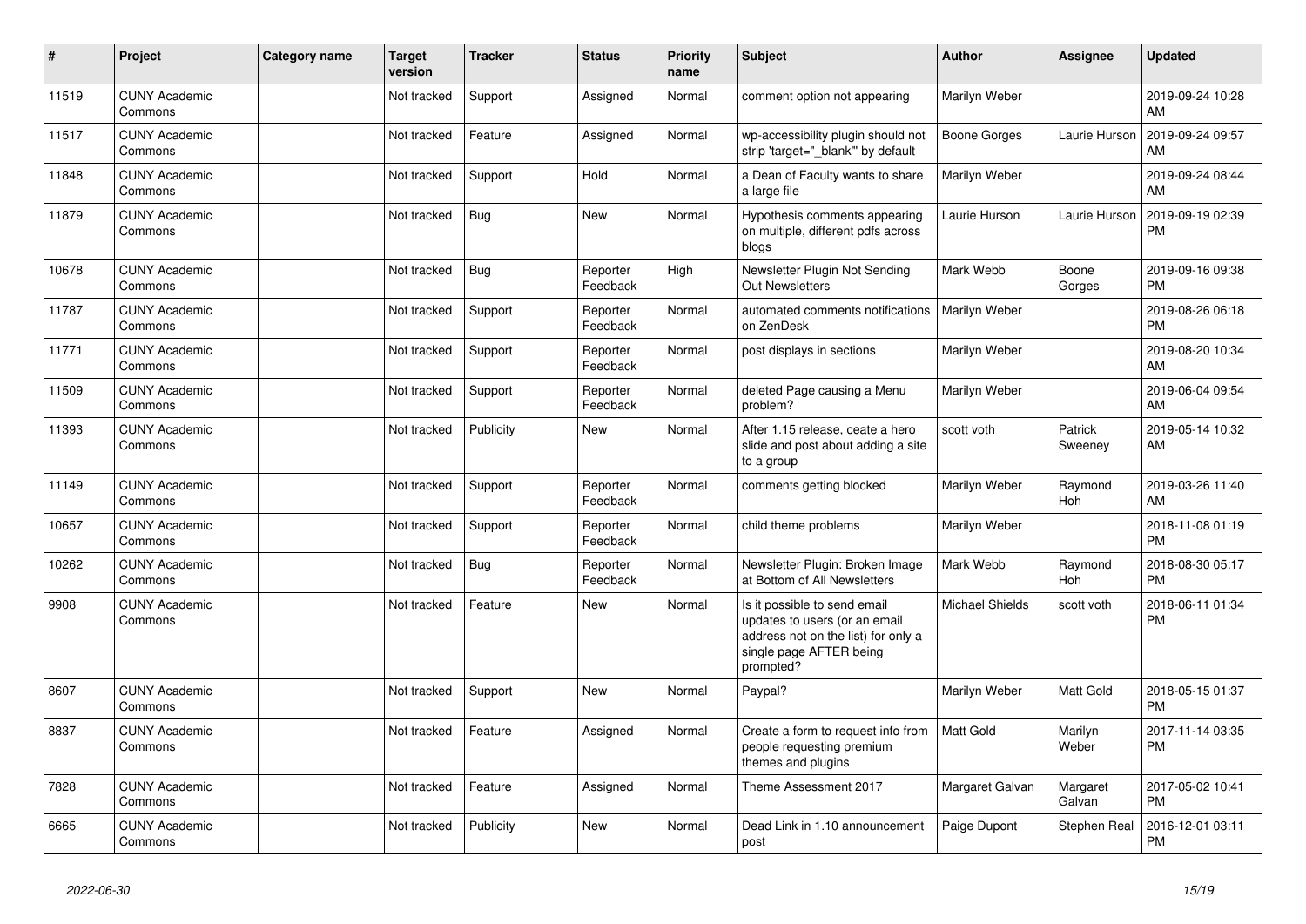| # | Project | Category name | Target version | Tracker | Status | Priority name | Subject | Author | Assignee | Updated |
|---|---|---|---|---|---|---|---|---|---|---|
| 11519 | CUNY Academic Commons | | Not tracked | Support | Assigned | Normal | comment option not appearing | Marilyn Weber | | 2019-09-24 10:28 AM |
| 11517 | CUNY Academic Commons | | Not tracked | Feature | Assigned | Normal | wp-accessibility plugin should not strip 'target="_blank"' by default | Boone Gorges | Laurie Hurson | 2019-09-24 09:57 AM |
| 11848 | CUNY Academic Commons | | Not tracked | Support | Hold | Normal | a Dean of Faculty wants to share a large file | Marilyn Weber | | 2019-09-24 08:44 AM |
| 11879 | CUNY Academic Commons | | Not tracked | Bug | New | Normal | Hypothesis comments appearing on multiple, different pdfs across blogs | Laurie Hurson | Laurie Hurson | 2019-09-19 02:39 PM |
| 10678 | CUNY Academic Commons | | Not tracked | Bug | Reporter Feedback | High | Newsletter Plugin Not Sending Out Newsletters | Mark Webb | Boone Gorges | 2019-09-16 09:38 PM |
| 11787 | CUNY Academic Commons | | Not tracked | Support | Reporter Feedback | Normal | automated comments notifications on ZenDesk | Marilyn Weber | | 2019-08-26 06:18 PM |
| 11771 | CUNY Academic Commons | | Not tracked | Support | Reporter Feedback | Normal | post displays in sections | Marilyn Weber | | 2019-08-20 10:34 AM |
| 11509 | CUNY Academic Commons | | Not tracked | Support | Reporter Feedback | Normal | deleted Page causing a Menu problem? | Marilyn Weber | | 2019-06-04 09:54 AM |
| 11393 | CUNY Academic Commons | | Not tracked | Publicity | New | Normal | After 1.15 release, ceate a hero slide and post about adding a site to a group | scott voth | Patrick Sweeney | 2019-05-14 10:32 AM |
| 11149 | CUNY Academic Commons | | Not tracked | Support | Reporter Feedback | Normal | comments getting blocked | Marilyn Weber | Raymond Hoh | 2019-03-26 11:40 AM |
| 10657 | CUNY Academic Commons | | Not tracked | Support | Reporter Feedback | Normal | child theme problems | Marilyn Weber | | 2018-11-08 01:19 PM |
| 10262 | CUNY Academic Commons | | Not tracked | Bug | Reporter Feedback | Normal | Newsletter Plugin: Broken Image at Bottom of All Newsletters | Mark Webb | Raymond Hoh | 2018-08-30 05:17 PM |
| 9908 | CUNY Academic Commons | | Not tracked | Feature | New | Normal | Is it possible to send email updates to users (or an email address not on the list) for only a single page AFTER being prompted? | Michael Shields | scott voth | 2018-06-11 01:34 PM |
| 8607 | CUNY Academic Commons | | Not tracked | Support | New | Normal | Paypal? | Marilyn Weber | Matt Gold | 2018-05-15 01:37 PM |
| 8837 | CUNY Academic Commons | | Not tracked | Feature | Assigned | Normal | Create a form to request info from people requesting premium themes and plugins | Matt Gold | Marilyn Weber | 2017-11-14 03:35 PM |
| 7828 | CUNY Academic Commons | | Not tracked | Feature | Assigned | Normal | Theme Assessment 2017 | Margaret Galvan | Margaret Galvan | 2017-05-02 10:41 PM |
| 6665 | CUNY Academic Commons | | Not tracked | Publicity | New | Normal | Dead Link in 1.10 announcement post | Paige Dupont | Stephen Real | 2016-12-01 03:11 PM |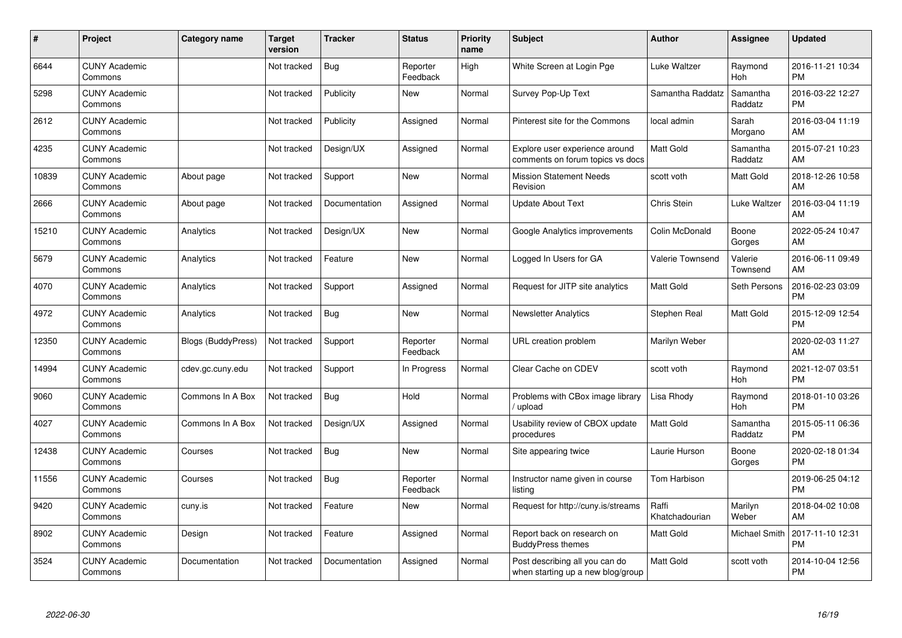| # | Project | Category name | Target version | Tracker | Status | Priority name | Subject | Author | Assignee | Updated |
|---|---|---|---|---|---|---|---|---|---|---|
| 6644 | CUNY Academic Commons | | Not tracked | Bug | Reporter Feedback | High | White Screen at Login Pge | Luke Waltzer | Raymond Hoh | 2016-11-21 10:34 PM |
| 5298 | CUNY Academic Commons | | Not tracked | Publicity | New | Normal | Survey Pop-Up Text | Samantha Raddatz | Samantha Raddatz | 2016-03-22 12:27 PM |
| 2612 | CUNY Academic Commons | | Not tracked | Publicity | Assigned | Normal | Pinterest site for the Commons | local admin | Sarah Morgano | 2016-03-04 11:19 AM |
| 4235 | CUNY Academic Commons | | Not tracked | Design/UX | Assigned | Normal | Explore user experience around comments on forum topics vs docs | Matt Gold | Samantha Raddatz | 2015-07-21 10:23 AM |
| 10839 | CUNY Academic Commons | About page | Not tracked | Support | New | Normal | Mission Statement Needs Revision | scott voth | Matt Gold | 2018-12-26 10:58 AM |
| 2666 | CUNY Academic Commons | About page | Not tracked | Documentation | Assigned | Normal | Update About Text | Chris Stein | Luke Waltzer | 2016-03-04 11:19 AM |
| 15210 | CUNY Academic Commons | Analytics | Not tracked | Design/UX | New | Normal | Google Analytics improvements | Colin McDonald | Boone Gorges | 2022-05-24 10:47 AM |
| 5679 | CUNY Academic Commons | Analytics | Not tracked | Feature | New | Normal | Logged In Users for GA | Valerie Townsend | Valerie Townsend | 2016-06-11 09:49 AM |
| 4070 | CUNY Academic Commons | Analytics | Not tracked | Support | Assigned | Normal | Request for JITP site analytics | Matt Gold | Seth Persons | 2016-02-23 03:09 PM |
| 4972 | CUNY Academic Commons | Analytics | Not tracked | Bug | New | Normal | Newsletter Analytics | Stephen Real | Matt Gold | 2015-12-09 12:54 PM |
| 12350 | CUNY Academic Commons | Blogs (BuddyPress) | Not tracked | Support | Reporter Feedback | Normal | URL creation problem | Marilyn Weber | | 2020-02-03 11:27 AM |
| 14994 | CUNY Academic Commons | cdev.gc.cuny.edu | Not tracked | Support | In Progress | Normal | Clear Cache on CDEV | scott voth | Raymond Hoh | 2021-12-07 03:51 PM |
| 9060 | CUNY Academic Commons | Commons In A Box | Not tracked | Bug | Hold | Normal | Problems with CBox image library / upload | Lisa Rhody | Raymond Hoh | 2018-01-10 03:26 PM |
| 4027 | CUNY Academic Commons | Commons In A Box | Not tracked | Design/UX | Assigned | Normal | Usability review of CBOX update procedures | Matt Gold | Samantha Raddatz | 2015-05-11 06:36 PM |
| 12438 | CUNY Academic Commons | Courses | Not tracked | Bug | New | Normal | Site appearing twice | Laurie Hurson | Boone Gorges | 2020-02-18 01:34 PM |
| 11556 | CUNY Academic Commons | Courses | Not tracked | Bug | Reporter Feedback | Normal | Instructor name given in course listing | Tom Harbison | | 2019-06-25 04:12 PM |
| 9420 | CUNY Academic Commons | cuny.is | Not tracked | Feature | New | Normal | Request for http://cuny.is/streams | Raffi Khatchadourian | Marilyn Weber | 2018-04-02 10:08 AM |
| 8902 | CUNY Academic Commons | Design | Not tracked | Feature | Assigned | Normal | Report back on research on BuddyPress themes | Matt Gold | Michael Smith | 2017-11-10 12:31 PM |
| 3524 | CUNY Academic Commons | Documentation | Not tracked | Documentation | Assigned | Normal | Post describing all you can do when starting up a new blog/group | Matt Gold | scott voth | 2014-10-04 12:56 PM |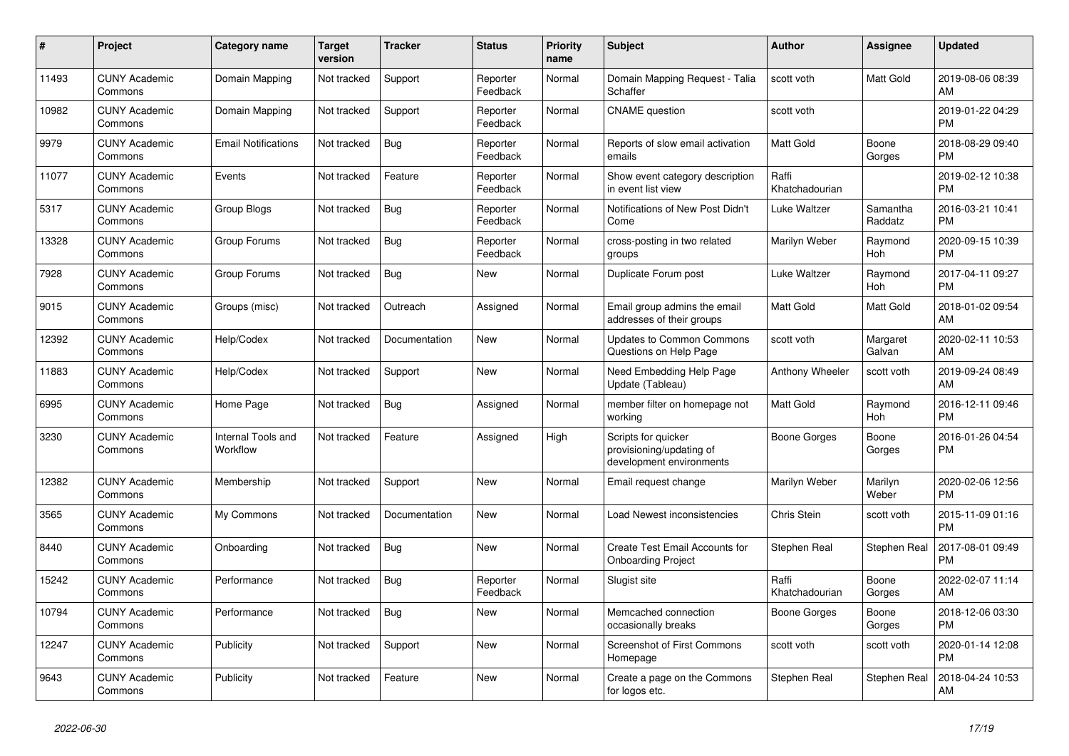| # | Project | Category name | Target version | Tracker | Status | Priority name | Subject | Author | Assignee | Updated |
|---|---|---|---|---|---|---|---|---|---|---|
| 11493 | CUNY Academic Commons | Domain Mapping | Not tracked | Support | Reporter Feedback | Normal | Domain Mapping Request - Talia Schaffer | scott voth | Matt Gold | 2019-08-06 08:39 AM |
| 10982 | CUNY Academic Commons | Domain Mapping | Not tracked | Support | Reporter Feedback | Normal | CNAME question | scott voth | | 2019-01-22 04:29 PM |
| 9979 | CUNY Academic Commons | Email Notifications | Not tracked | Bug | Reporter Feedback | Normal | Reports of slow email activation emails | Matt Gold | Boone Gorges | 2018-08-29 09:40 PM |
| 11077 | CUNY Academic Commons | Events | Not tracked | Feature | Reporter Feedback | Normal | Show event category description in event list view | Raffi Khatchadourian | | 2019-02-12 10:38 PM |
| 5317 | CUNY Academic Commons | Group Blogs | Not tracked | Bug | Reporter Feedback | Normal | Notifications of New Post Didn't Come | Luke Waltzer | Samantha Raddatz | 2016-03-21 10:41 PM |
| 13328 | CUNY Academic Commons | Group Forums | Not tracked | Bug | Reporter Feedback | Normal | cross-posting in two related groups | Marilyn Weber | Raymond Hoh | 2020-09-15 10:39 PM |
| 7928 | CUNY Academic Commons | Group Forums | Not tracked | Bug | New | Normal | Duplicate Forum post | Luke Waltzer | Raymond Hoh | 2017-04-11 09:27 PM |
| 9015 | CUNY Academic Commons | Groups (misc) | Not tracked | Outreach | Assigned | Normal | Email group admins the email addresses of their groups | Matt Gold | Matt Gold | 2018-01-02 09:54 AM |
| 12392 | CUNY Academic Commons | Help/Codex | Not tracked | Documentation | New | Normal | Updates to Common Commons Questions on Help Page | scott voth | Margaret Galvan | 2020-02-11 10:53 AM |
| 11883 | CUNY Academic Commons | Help/Codex | Not tracked | Support | New | Normal | Need Embedding Help Page Update (Tableau) | Anthony Wheeler | scott voth | 2019-09-24 08:49 AM |
| 6995 | CUNY Academic Commons | Home Page | Not tracked | Bug | Assigned | Normal | member filter on homepage not working | Matt Gold | Raymond Hoh | 2016-12-11 09:46 PM |
| 3230 | CUNY Academic Commons | Internal Tools and Workflow | Not tracked | Feature | Assigned | High | Scripts for quicker provisioning/updating of development environments | Boone Gorges | Boone Gorges | 2016-01-26 04:54 PM |
| 12382 | CUNY Academic Commons | Membership | Not tracked | Support | New | Normal | Email request change | Marilyn Weber | Marilyn Weber | 2020-02-06 12:56 PM |
| 3565 | CUNY Academic Commons | My Commons | Not tracked | Documentation | New | Normal | Load Newest inconsistencies | Chris Stein | scott voth | 2015-11-09 01:16 PM |
| 8440 | CUNY Academic Commons | Onboarding | Not tracked | Bug | New | Normal | Create Test Email Accounts for Onboarding Project | Stephen Real | Stephen Real | 2017-08-01 09:49 PM |
| 15242 | CUNY Academic Commons | Performance | Not tracked | Bug | Reporter Feedback | Normal | Slugist site | Raffi Khatchadourian | Boone Gorges | 2022-02-07 11:14 AM |
| 10794 | CUNY Academic Commons | Performance | Not tracked | Bug | New | Normal | Memcached connection occasionally breaks | Boone Gorges | Boone Gorges | 2018-12-06 03:30 PM |
| 12247 | CUNY Academic Commons | Publicity | Not tracked | Support | New | Normal | Screenshot of First Commons Homepage | scott voth | scott voth | 2020-01-14 12:08 PM |
| 9643 | CUNY Academic Commons | Publicity | Not tracked | Feature | New | Normal | Create a page on the Commons for logos etc. | Stephen Real | Stephen Real | 2018-04-24 10:53 AM |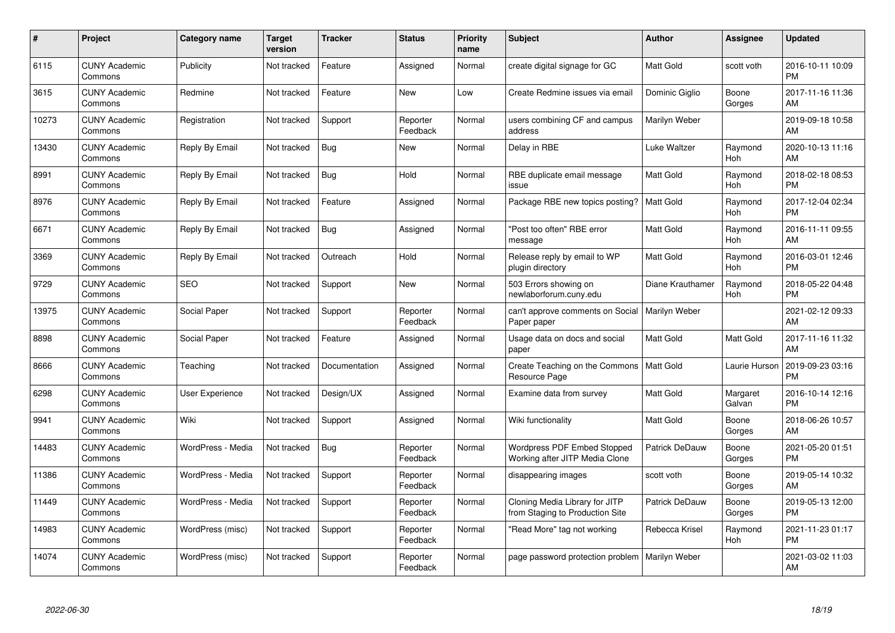| # | Project | Category name | Target version | Tracker | Status | Priority name | Subject | Author | Assignee | Updated |
|---|---|---|---|---|---|---|---|---|---|---|
| 6115 | CUNY Academic Commons | Publicity | Not tracked | Feature | Assigned | Normal | create digital signage for GC | Matt Gold | scott voth | 2016-10-11 10:09 PM |
| 3615 | CUNY Academic Commons | Redmine | Not tracked | Feature | New | Low | Create Redmine issues via email | Dominic Giglio | Boone Gorges | 2017-11-16 11:36 AM |
| 10273 | CUNY Academic Commons | Registration | Not tracked | Support | Reporter Feedback | Normal | users combining CF and campus address | Marilyn Weber | | 2019-09-18 10:58 AM |
| 13430 | CUNY Academic Commons | Reply By Email | Not tracked | Bug | New | Normal | Delay in RBE | Luke Waltzer | Raymond Hoh | 2020-10-13 11:16 AM |
| 8991 | CUNY Academic Commons | Reply By Email | Not tracked | Bug | Hold | Normal | RBE duplicate email message issue | Matt Gold | Raymond Hoh | 2018-02-18 08:53 PM |
| 8976 | CUNY Academic Commons | Reply By Email | Not tracked | Feature | Assigned | Normal | Package RBE new topics posting? | Matt Gold | Raymond Hoh | 2017-12-04 02:34 PM |
| 6671 | CUNY Academic Commons | Reply By Email | Not tracked | Bug | Assigned | Normal | "Post too often" RBE error message | Matt Gold | Raymond Hoh | 2016-11-11 09:55 AM |
| 3369 | CUNY Academic Commons | Reply By Email | Not tracked | Outreach | Hold | Normal | Release reply by email to WP plugin directory | Matt Gold | Raymond Hoh | 2016-03-01 12:46 PM |
| 9729 | CUNY Academic Commons | SEO | Not tracked | Support | New | Normal | 503 Errors showing on newlaborforum.cuny.edu | Diane Krauthamer | Raymond Hoh | 2018-05-22 04:48 PM |
| 13975 | CUNY Academic Commons | Social Paper | Not tracked | Support | Reporter Feedback | Normal | can't approve comments on Social Paper paper | Marilyn Weber | | 2021-02-12 09:33 AM |
| 8898 | CUNY Academic Commons | Social Paper | Not tracked | Feature | Assigned | Normal | Usage data on docs and social paper | Matt Gold | Matt Gold | 2017-11-16 11:32 AM |
| 8666 | CUNY Academic Commons | Teaching | Not tracked | Documentation | Assigned | Normal | Create Teaching on the Commons Resource Page | Matt Gold | Laurie Hurson | 2019-09-23 03:16 PM |
| 6298 | CUNY Academic Commons | User Experience | Not tracked | Design/UX | Assigned | Normal | Examine data from survey | Matt Gold | Margaret Galvan | 2016-10-14 12:16 PM |
| 9941 | CUNY Academic Commons | Wiki | Not tracked | Support | Assigned | Normal | Wiki functionality | Matt Gold | Boone Gorges | 2018-06-26 10:57 AM |
| 14483 | CUNY Academic Commons | WordPress - Media | Not tracked | Bug | Reporter Feedback | Normal | Wordpress PDF Embed Stopped Working after JITP Media Clone | Patrick DeDauw | Boone Gorges | 2021-05-20 01:51 PM |
| 11386 | CUNY Academic Commons | WordPress - Media | Not tracked | Support | Reporter Feedback | Normal | disappearing images | scott voth | Boone Gorges | 2019-05-14 10:32 AM |
| 11449 | CUNY Academic Commons | WordPress - Media | Not tracked | Support | Reporter Feedback | Normal | Cloning Media Library for JITP from Staging to Production Site | Patrick DeDauw | Boone Gorges | 2019-05-13 12:00 PM |
| 14983 | CUNY Academic Commons | WordPress (misc) | Not tracked | Support | Reporter Feedback | Normal | "Read More" tag not working | Rebecca Krisel | Raymond Hoh | 2021-11-23 01:17 PM |
| 14074 | CUNY Academic Commons | WordPress (misc) | Not tracked | Support | Reporter Feedback | Normal | page password protection problem | Marilyn Weber | | 2021-03-02 11:03 AM |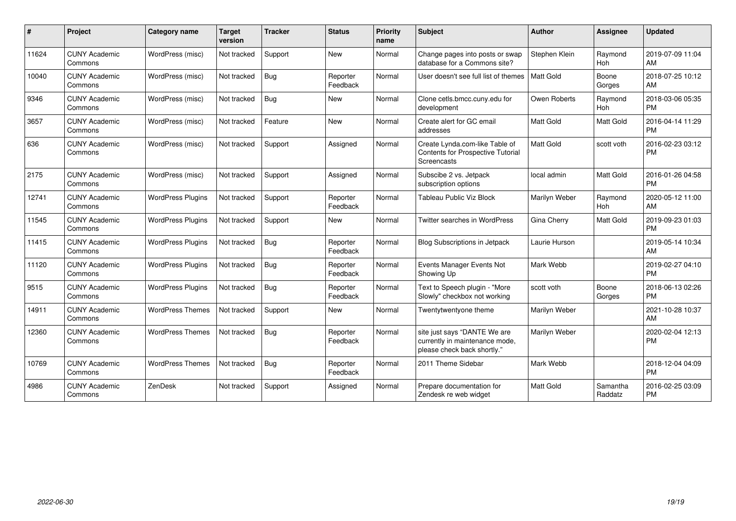| # | Project | Category name | Target version | Tracker | Status | Priority name | Subject | Author | Assignee | Updated |
|---|---|---|---|---|---|---|---|---|---|---|
| 11624 | CUNY Academic Commons | WordPress (misc) | Not tracked | Support | New | Normal | Change pages into posts or swap database for a Commons site? | Stephen Klein | Raymond Hoh | 2019-07-09 11:04 AM |
| 10040 | CUNY Academic Commons | WordPress (misc) | Not tracked | Bug | Reporter Feedback | Normal | User doesn't see full list of themes | Matt Gold | Boone Gorges | 2018-07-25 10:12 AM |
| 9346 | CUNY Academic Commons | WordPress (misc) | Not tracked | Bug | New | Normal | Clone cetls.bmcc.cuny.edu for development | Owen Roberts | Raymond Hoh | 2018-03-06 05:35 PM |
| 3657 | CUNY Academic Commons | WordPress (misc) | Not tracked | Feature | New | Normal | Create alert for GC email addresses | Matt Gold | Matt Gold | 2016-04-14 11:29 PM |
| 636 | CUNY Academic Commons | WordPress (misc) | Not tracked | Support | Assigned | Normal | Create Lynda.com-like Table of Contents for Prospective Tutorial Screencasts | Matt Gold | scott voth | 2016-02-23 03:12 PM |
| 2175 | CUNY Academic Commons | WordPress (misc) | Not tracked | Support | Assigned | Normal | Subscibe 2 vs. Jetpack subscription options | local admin | Matt Gold | 2016-01-26 04:58 PM |
| 12741 | CUNY Academic Commons | WordPress Plugins | Not tracked | Support | Reporter Feedback | Normal | Tableau Public Viz Block | Marilyn Weber | Raymond Hoh | 2020-05-12 11:00 AM |
| 11545 | CUNY Academic Commons | WordPress Plugins | Not tracked | Support | New | Normal | Twitter searches in WordPress | Gina Cherry | Matt Gold | 2019-09-23 01:03 PM |
| 11415 | CUNY Academic Commons | WordPress Plugins | Not tracked | Bug | Reporter Feedback | Normal | Blog Subscriptions in Jetpack | Laurie Hurson | | 2019-05-14 10:34 AM |
| 11120 | CUNY Academic Commons | WordPress Plugins | Not tracked | Bug | Reporter Feedback | Normal | Events Manager Events Not Showing Up | Mark Webb | | 2019-02-27 04:10 PM |
| 9515 | CUNY Academic Commons | WordPress Plugins | Not tracked | Bug | Reporter Feedback | Normal | Text to Speech plugin - "More Slowly" checkbox not working | scott voth | Boone Gorges | 2018-06-13 02:26 PM |
| 14911 | CUNY Academic Commons | WordPress Themes | Not tracked | Support | New | Normal | Twentytwentyone theme | Marilyn Weber | | 2021-10-28 10:37 AM |
| 12360 | CUNY Academic Commons | WordPress Themes | Not tracked | Bug | Reporter Feedback | Normal | site just says "DANTE We are currently in maintenance mode, please check back shortly." | Marilyn Weber | | 2020-02-04 12:13 PM |
| 10769 | CUNY Academic Commons | WordPress Themes | Not tracked | Bug | Reporter Feedback | Normal | 2011 Theme Sidebar | Mark Webb | | 2018-12-04 04:09 PM |
| 4986 | CUNY Academic Commons | ZenDesk | Not tracked | Support | Assigned | Normal | Prepare documentation for Zendesk re web widget | Matt Gold | Samantha Raddatz | 2016-02-25 03:09 PM |

*2022-06-30*